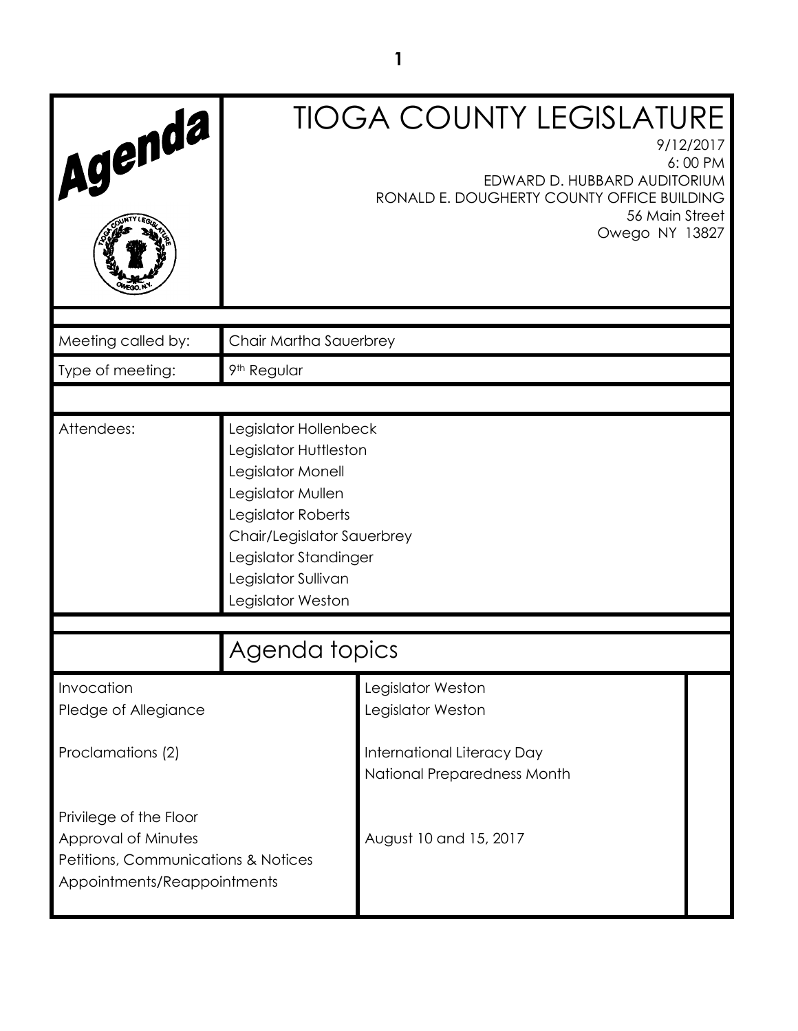# Agenda

# TIOGA COUNTY LEGISLATURE

9/12/2017
6:00 PM
EDWARD D. HUBBARD AUDITORIUM
RONALD E. DOUGHERTY COUNTY OFFICE BUILDING
56 Main Street
Owego NY 13827

| | |
|---|---|
| Meeting called by: | Chair Martha Sauerbrey |
| Type of meeting: | 9th Regular |

| | |
|---|---|
| Attendees: | Legislator Hollenbeck<br>Legislator Huttleston<br>Legislator Monell<br>Legislator Mullen<br>Legislator Roberts<br>Chair/Legislator Sauerbrey<br>Legislator Standinger<br>Legislator Sullivan<br>Legislator Weston |

## Agenda topics

| | | |
|---|---|---|
| Invocation | Legislator Weston | |
| Pledge of Allegiance | Legislator Weston | |
| Proclamations (2) | International Literacy Day<br>National Preparedness Month | |
| Privilege of the Floor | | |
| Approval of Minutes | August 10 and 15, 2017 | |
| Petitions, Communications & Notices | | |
| Appointments/Reappointments | | |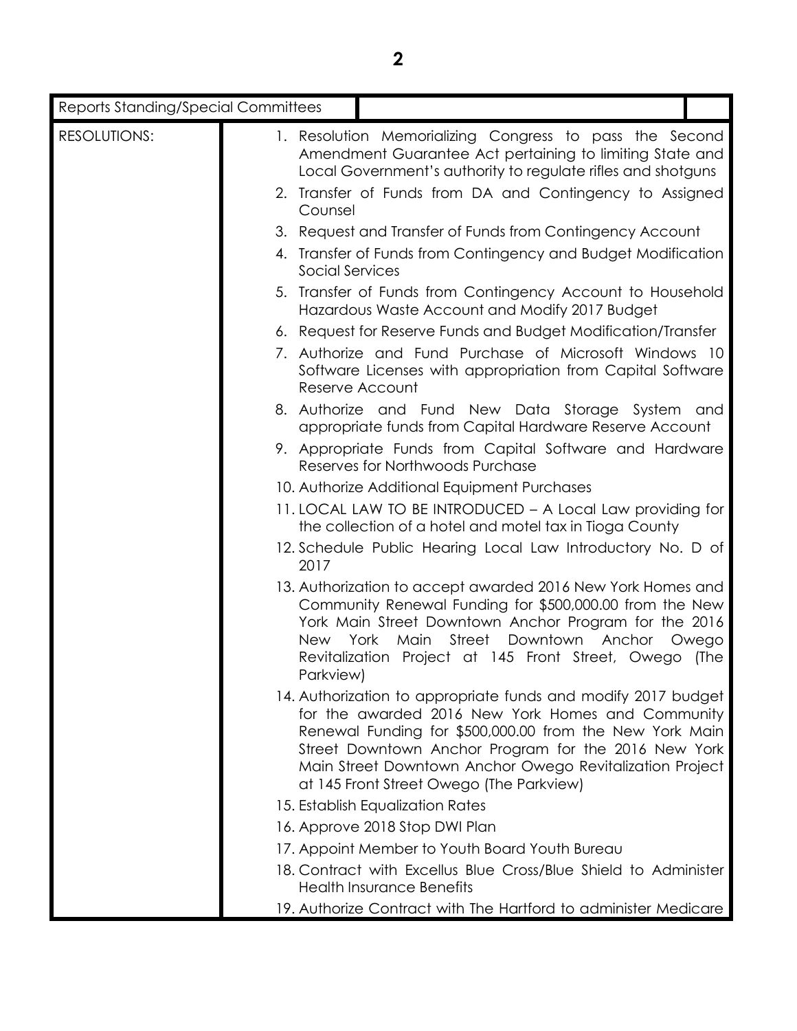| Reports Standing/Special Committees | | |
|---|---|---|
| RESOLUTIONS: | 1. Resolution Memorializing Congress to pass the Second Amendment Guarantee Act pertaining to limiting State and Local Government's authority to regulate rifles and shotguns<br>2. Transfer of Funds from DA and Contingency to Assigned Counsel<br>3. Request and Transfer of Funds from Contingency Account<br>4. Transfer of Funds from Contingency and Budget Modification Social Services<br>5. Transfer of Funds from Contingency Account to Household Hazardous Waste Account and Modify 2017 Budget<br>6. Request for Reserve Funds and Budget Modification/Transfer<br>7. Authorize and Fund Purchase of Microsoft Windows 10 Software Licenses with appropriation from Capital Software Reserve Account<br>8. Authorize and Fund New Data Storage System and appropriate funds from Capital Hardware Reserve Account<br>9. Appropriate Funds from Capital Software and Hardware Reserves for Northwoods Purchase<br>10. Authorize Additional Equipment Purchases<br>11. LOCAL LAW TO BE INTRODUCED – A Local Law providing for the collection of a hotel and motel tax in Tioga County<br>12. Schedule Public Hearing Local Law Introductory No. D of 2017<br>13. Authorization to accept awarded 2016 New York Homes and Community Renewal Funding for $500,000.00 from the New York Main Street Downtown Anchor Program for the 2016 New York Main Street Downtown Anchor Owego Revitalization Project at 145 Front Street, Owego (The Parkview)<br>14. Authorization to appropriate funds and modify 2017 budget for the awarded 2016 New York Homes and Community Renewal Funding for $500,000.00 from the New York Main Street Downtown Anchor Program for the 2016 New York Main Street Downtown Anchor Owego Revitalization Project at 145 Front Street Owego (The Parkview)<br>15. Establish Equalization Rates<br>16. Approve 2018 Stop DWI Plan<br>17. Appoint Member to Youth Board Youth Bureau<br>18. Contract with Excellus Blue Cross/Blue Shield to Administer Health Insurance Benefits<br>19. Authorize Contract with The Hartford to administer Medicare | |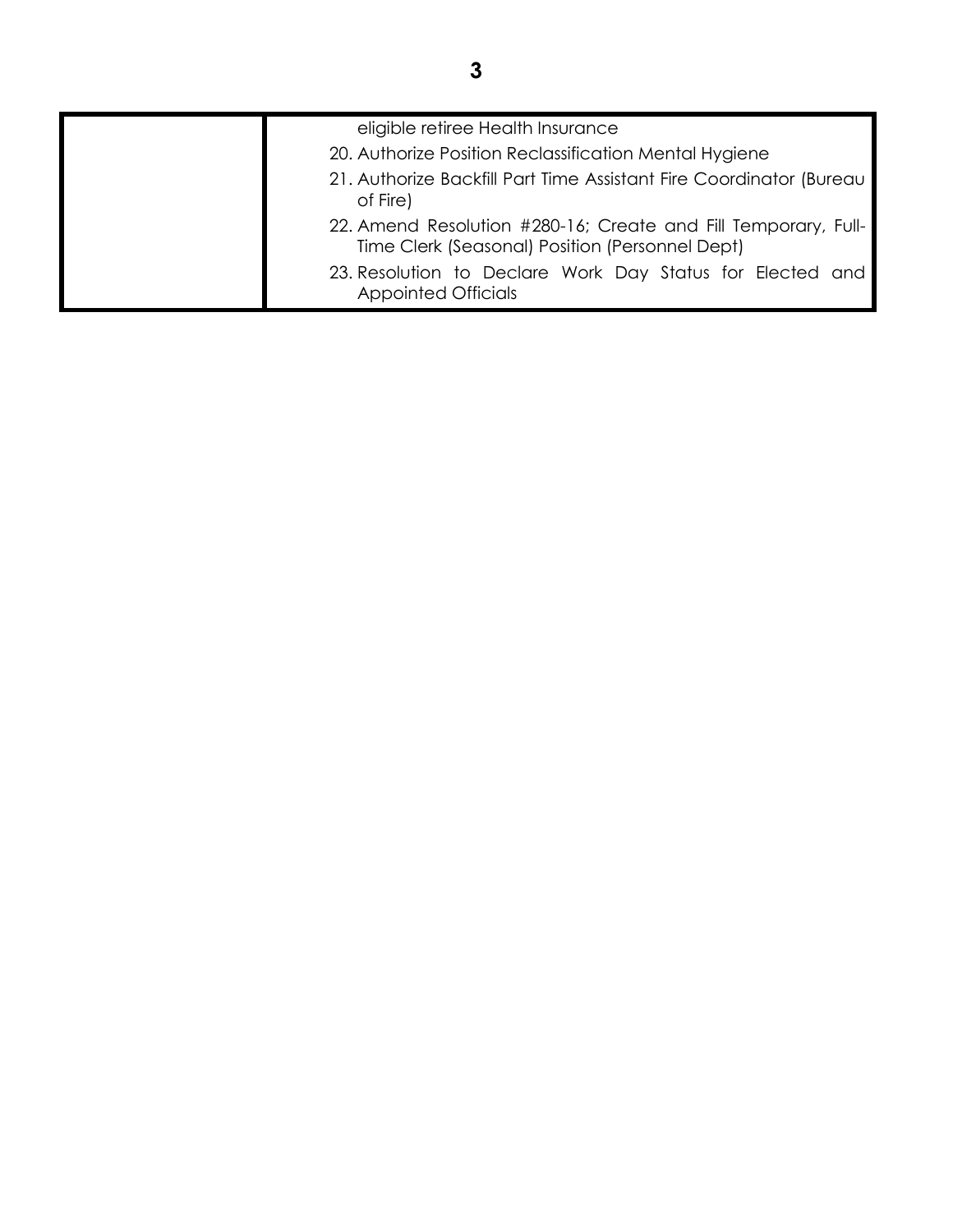| | |
|---|---|
| | eligible retiree Health Insurance<br>20. Authorize Position Reclassification Mental Hygiene<br>21. Authorize Backfill Part Time Assistant Fire Coordinator (Bureau of Fire)<br>22. Amend Resolution #280-16; Create and Fill Temporary, Full-Time Clerk (Seasonal) Position (Personnel Dept)<br>23. Resolution to Declare Work Day Status for Elected and Appointed Officials |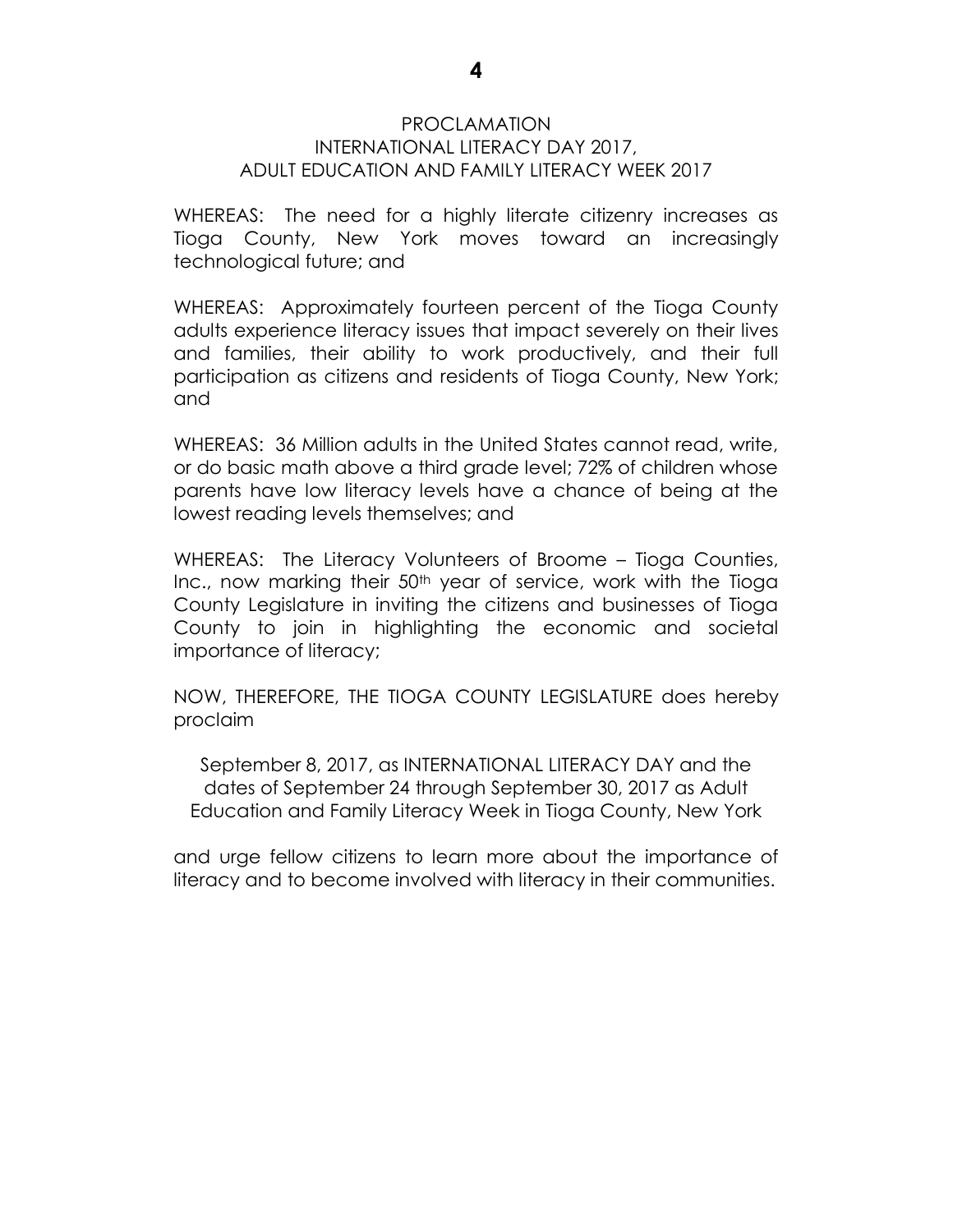# PROCLAMATION
## INTERNATIONAL LITERACY DAY 2017, ADULT EDUCATION AND FAMILY LITERACY WEEK 2017

WHEREAS: The need for a highly literate citizenry increases as Tioga County, New York moves toward an increasingly technological future; and

WHEREAS: Approximately fourteen percent of the Tioga County adults experience literacy issues that impact severely on their lives and families, their ability to work productively, and their full participation as citizens and residents of Tioga County, New York; and

WHEREAS: 36 Million adults in the United States cannot read, write, or do basic math above a third grade level; 72% of children whose parents have low literacy levels have a chance of being at the lowest reading levels themselves; and

WHEREAS: The Literacy Volunteers of Broome – Tioga Counties, Inc., now marking their 50th year of service, work with the Tioga County Legislature in inviting the citizens and businesses of Tioga County to join in highlighting the economic and societal importance of literacy;

NOW, THEREFORE, THE TIOGA COUNTY LEGISLATURE does hereby proclaim

September 8, 2017, as INTERNATIONAL LITERACY DAY and the dates of September 24 through September 30, 2017 as Adult Education and Family Literacy Week in Tioga County, New York

and urge fellow citizens to learn more about the importance of literacy and to become involved with literacy in their communities.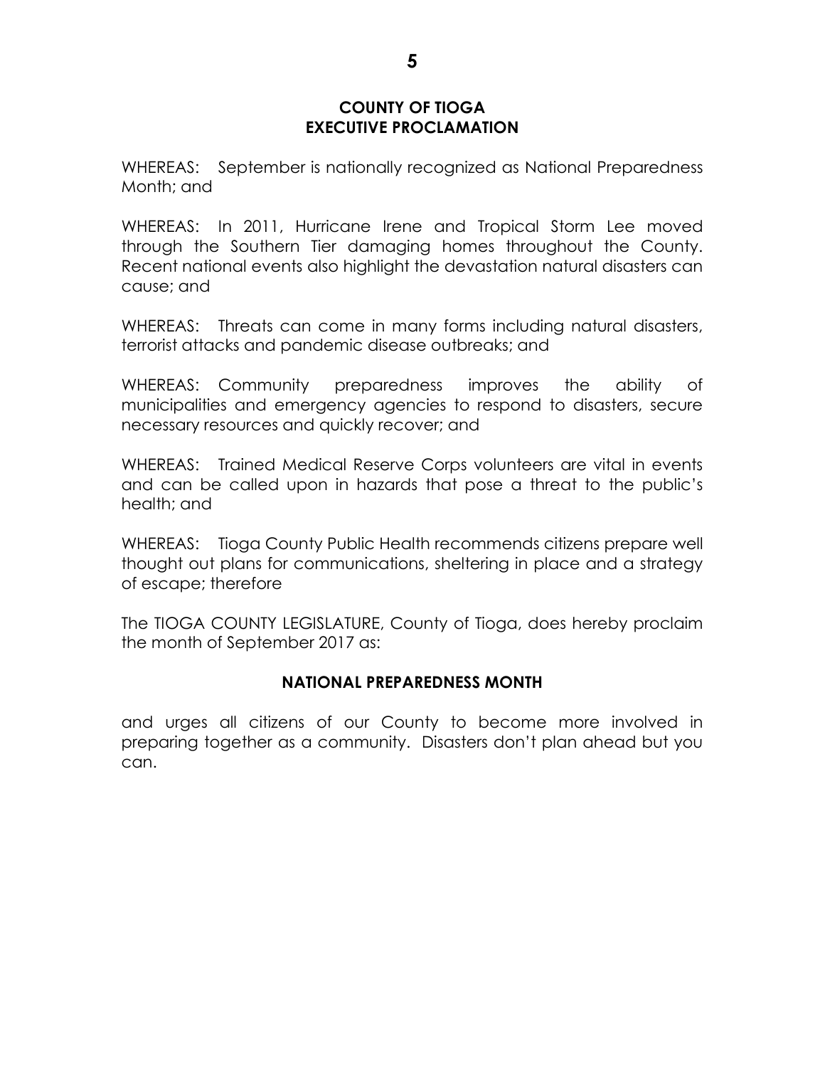**COUNTY OF TIOGA**
**EXECUTIVE PROCLAMATION**

WHEREAS: September is nationally recognized as National Preparedness Month; and

WHEREAS: In 2011, Hurricane Irene and Tropical Storm Lee moved through the Southern Tier damaging homes throughout the County. Recent national events also highlight the devastation natural disasters can cause; and

WHEREAS: Threats can come in many forms including natural disasters, terrorist attacks and pandemic disease outbreaks; and

WHEREAS: Community preparedness improves the ability of municipalities and emergency agencies to respond to disasters, secure necessary resources and quickly recover; and

WHEREAS: Trained Medical Reserve Corps volunteers are vital in events and can be called upon in hazards that pose a threat to the public's health; and

WHEREAS: Tioga County Public Health recommends citizens prepare well thought out plans for communications, sheltering in place and a strategy of escape; therefore

The TIOGA COUNTY LEGISLATURE, County of Tioga, does hereby proclaim the month of September 2017 as:

**NATIONAL PREPAREDNESS MONTH**

and urges all citizens of our County to become more involved in preparing together as a community. Disasters don't plan ahead but you can.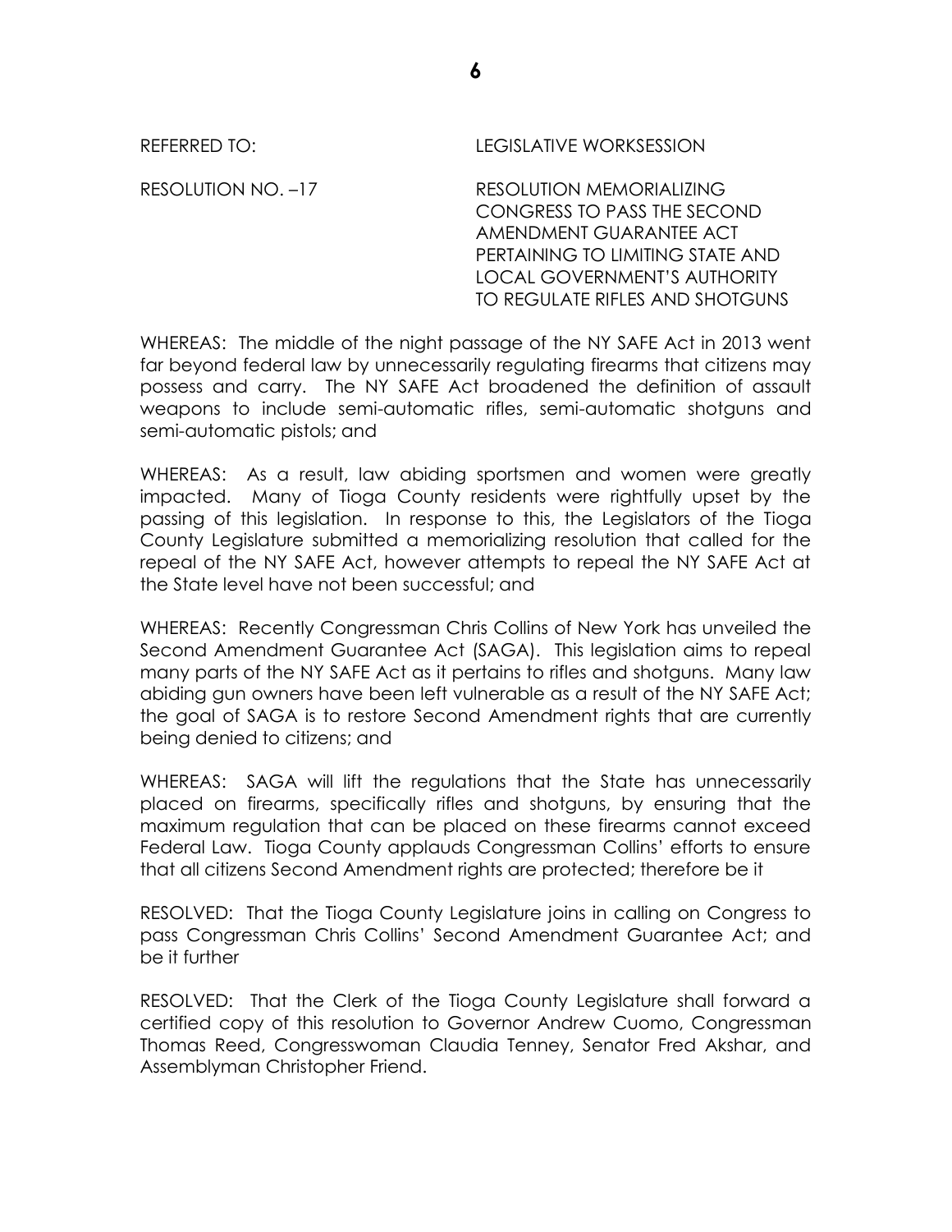REFERRED TO: LEGISLATIVE WORKSESSION

RESOLUTION NO. –17 RESOLUTION MEMORIALIZING CONGRESS TO PASS THE SECOND AMENDMENT GUARANTEE ACT PERTAINING TO LIMITING STATE AND LOCAL GOVERNMENT'S AUTHORITY TO REGULATE RIFLES AND SHOTGUNS

WHEREAS: The middle of the night passage of the NY SAFE Act in 2013 went far beyond federal law by unnecessarily regulating firearms that citizens may possess and carry. The NY SAFE Act broadened the definition of assault weapons to include semi-automatic rifles, semi-automatic shotguns and semi-automatic pistols; and

WHEREAS: As a result, law abiding sportsmen and women were greatly impacted. Many of Tioga County residents were rightfully upset by the passing of this legislation. In response to this, the Legislators of the Tioga County Legislature submitted a memorializing resolution that called for the repeal of the NY SAFE Act, however attempts to repeal the NY SAFE Act at the State level have not been successful; and

WHEREAS: Recently Congressman Chris Collins of New York has unveiled the Second Amendment Guarantee Act (SAGA). This legislation aims to repeal many parts of the NY SAFE Act as it pertains to rifles and shotguns. Many law abiding gun owners have been left vulnerable as a result of the NY SAFE Act; the goal of SAGA is to restore Second Amendment rights that are currently being denied to citizens; and

WHEREAS: SAGA will lift the regulations that the State has unnecessarily placed on firearms, specifically rifles and shotguns, by ensuring that the maximum regulation that can be placed on these firearms cannot exceed Federal Law. Tioga County applauds Congressman Collins' efforts to ensure that all citizens Second Amendment rights are protected; therefore be it

RESOLVED: That the Tioga County Legislature joins in calling on Congress to pass Congressman Chris Collins' Second Amendment Guarantee Act; and be it further

RESOLVED: That the Clerk of the Tioga County Legislature shall forward a certified copy of this resolution to Governor Andrew Cuomo, Congressman Thomas Reed, Congresswoman Claudia Tenney, Senator Fred Akshar, and Assemblyman Christopher Friend.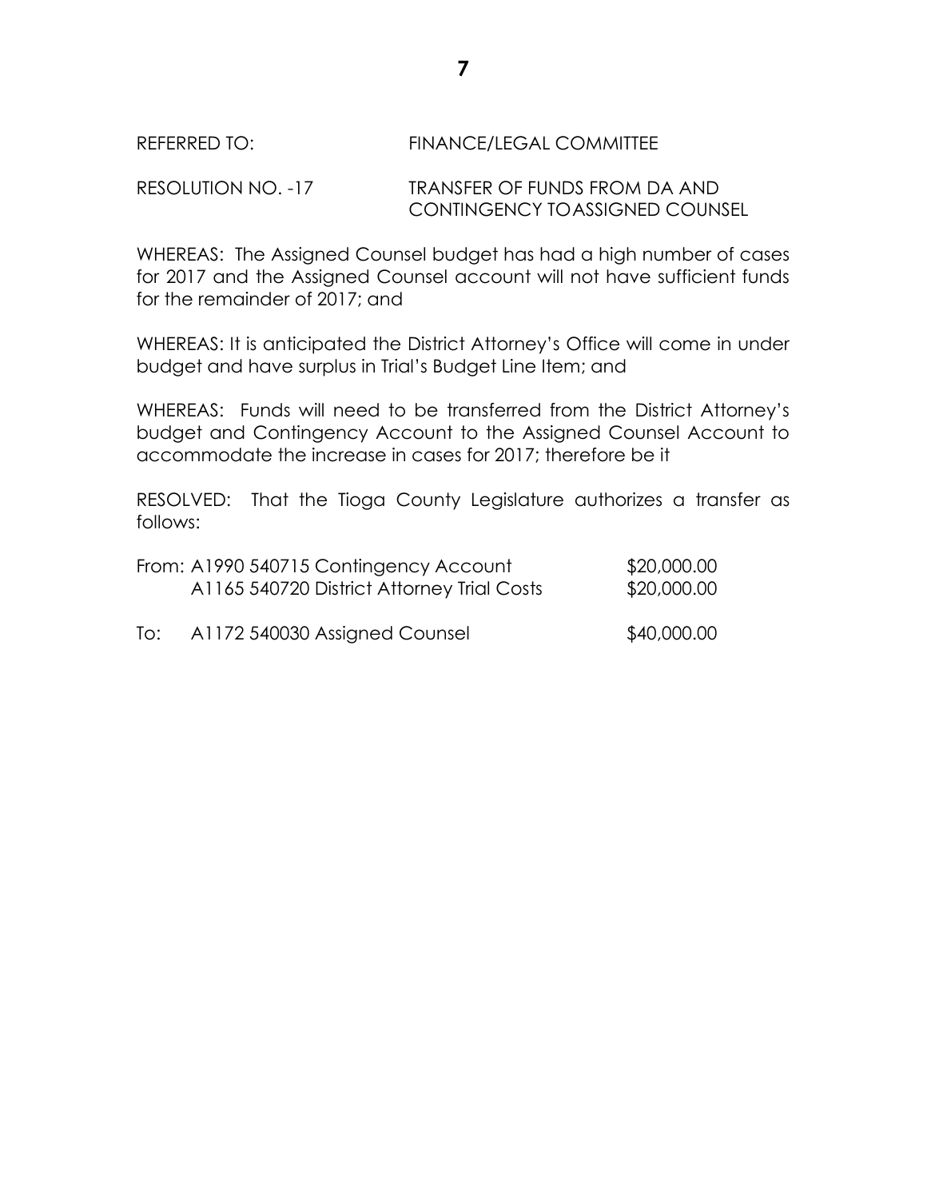REFERRED TO: FINANCE/LEGAL COMMITTEE

RESOLUTION NO. -17 TRANSFER OF FUNDS FROM DA AND CONTINGENCY TOASSIGNED COUNSEL

WHEREAS: The Assigned Counsel budget has had a high number of cases for 2017 and the Assigned Counsel account will not have sufficient funds for the remainder of 2017; and

WHEREAS: It is anticipated the District Attorney's Office will come in under budget and have surplus in Trial's Budget Line Item; and

WHEREAS: Funds will need to be transferred from the District Attorney's budget and Contingency Account to the Assigned Counsel Account to accommodate the increase in cases for 2017; therefore be it

RESOLVED: That the Tioga County Legislature authorizes a transfer as follows:

| | | |
|---|---|---|
| From: | A1990 540715 Contingency Account | $20,000.00 |
| | A1165 540720 District Attorney Trial Costs | $20,000.00 |
| To: | A1172 540030 Assigned Counsel | $40,000.00 |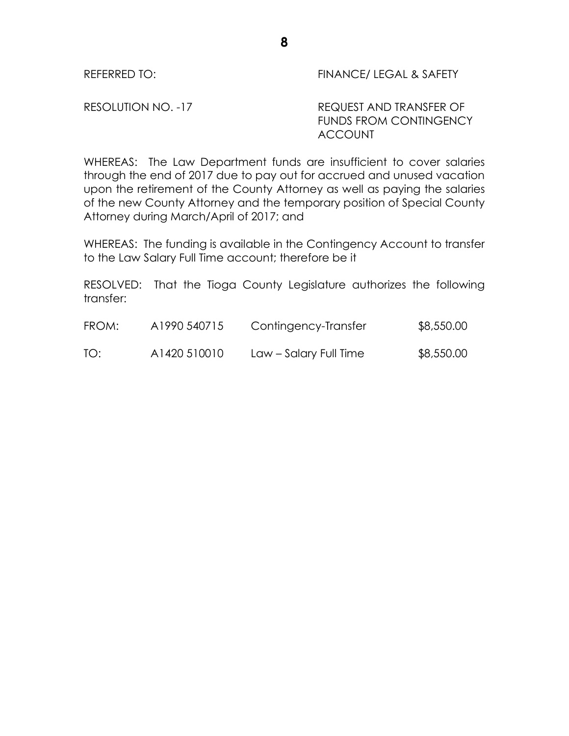REFERRED TO: FINANCE/ LEGAL & SAFETY

RESOLUTION NO. -17 REQUEST AND TRANSFER OF FUNDS FROM CONTINGENCY ACCOUNT

WHEREAS: The Law Department funds are insufficient to cover salaries through the end of 2017 due to pay out for accrued and unused vacation upon the retirement of the County Attorney as well as paying the salaries of the new County Attorney and the temporary position of Special County Attorney during March/April of 2017; and

WHEREAS: The funding is available in the Contingency Account to transfer to the Law Salary Full Time account; therefore be it

RESOLVED: That the Tioga County Legislature authorizes the following transfer:

| | | | |
|---|---|---|---|
| FROM: | A1990 540715 | Contingency-Transfer | $8,550.00 |
| TO: | A1420 510010 | Law – Salary Full Time | $8,550.00 |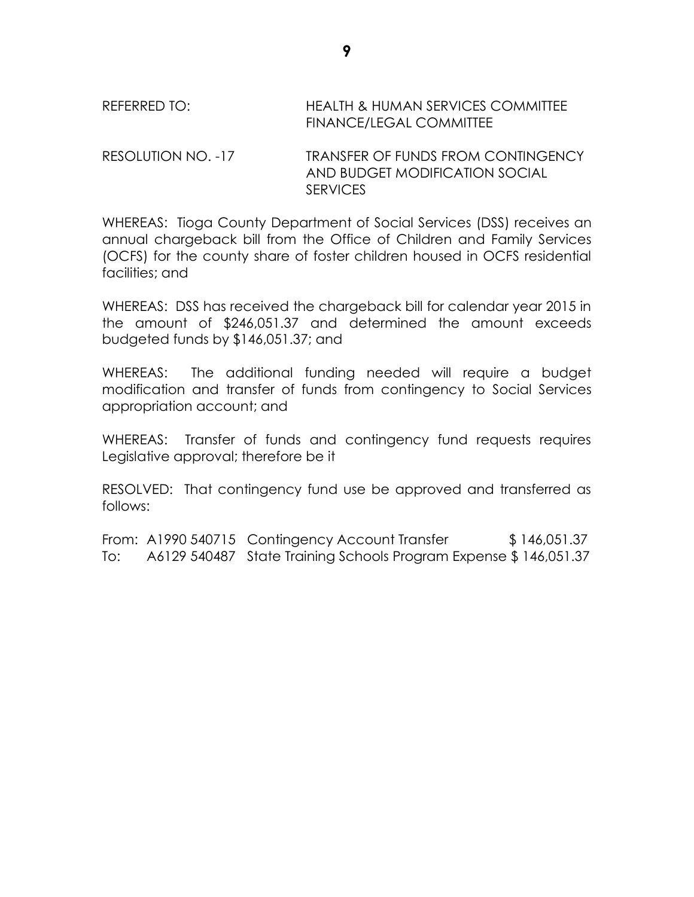REFERRED TO: HEALTH & HUMAN SERVICES COMMITTEE
FINANCE/LEGAL COMMITTEE

RESOLUTION NO. -17 TRANSFER OF FUNDS FROM CONTINGENCY AND BUDGET MODIFICATION SOCIAL SERVICES

WHEREAS: Tioga County Department of Social Services (DSS) receives an annual chargeback bill from the Office of Children and Family Services (OCFS) for the county share of foster children housed in OCFS residential facilities; and

WHEREAS: DSS has received the chargeback bill for calendar year 2015 in the amount of $246,051.37 and determined the amount exceeds budgeted funds by $146,051.37; and

WHEREAS: The additional funding needed will require a budget modification and transfer of funds from contingency to Social Services appropriation account; and

WHEREAS: Transfer of funds and contingency fund requests requires Legislative approval; therefore be it

RESOLVED: That contingency fund use be approved and transferred as follows:

| | | | |
|---|---|---|---|
| From: | A1990 540715 | Contingency Account Transfer | $ 146,051.37 |
| To: | A6129 540487 | State Training Schools Program Expense | $ 146,051.37 |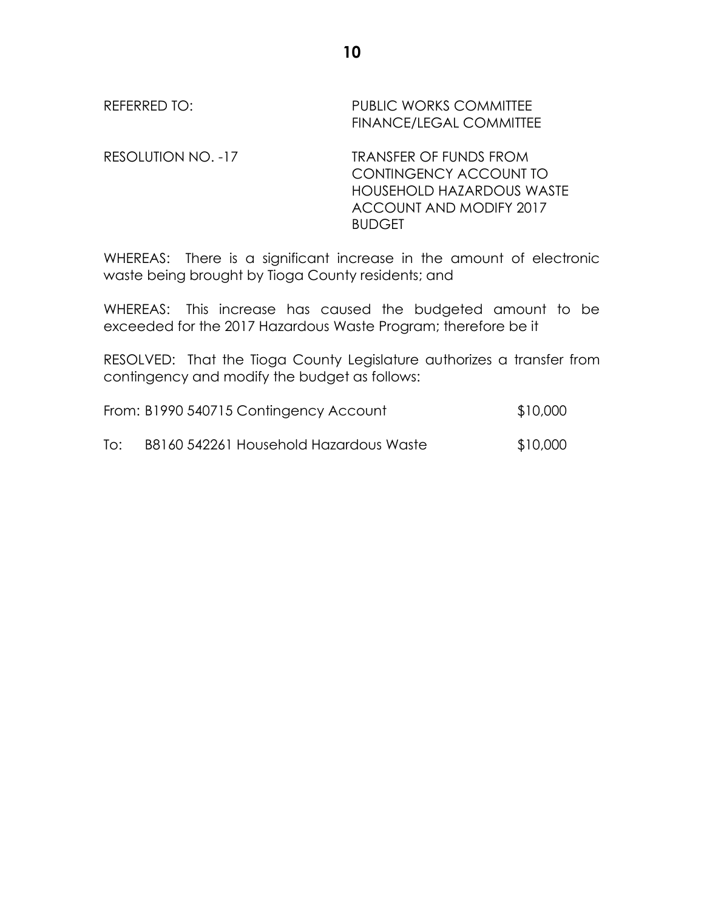REFERRED TO: PUBLIC WORKS COMMITTEE
FINANCE/LEGAL COMMITTEE

RESOLUTION NO. -17 TRANSFER OF FUNDS FROM CONTINGENCY ACCOUNT TO HOUSEHOLD HAZARDOUS WASTE ACCOUNT AND MODIFY 2017 BUDGET

WHEREAS: There is a significant increase in the amount of electronic waste being brought by Tioga County residents; and

WHEREAS: This increase has caused the budgeted amount to be exceeded for the 2017 Hazardous Waste Program; therefore be it

RESOLVED: That the Tioga County Legislature authorizes a transfer from contingency and modify the budget as follows:

From: B1990 540715 Contingency Account $10,000

To: B8160 542261 Household Hazardous Waste $10,000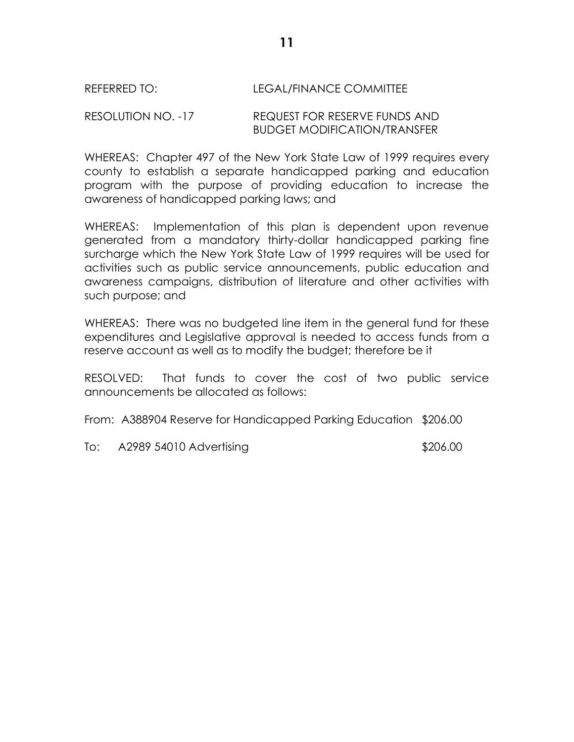REFERRED TO: LEGAL/FINANCE COMMITTEE

RESOLUTION NO. -17 REQUEST FOR RESERVE FUNDS AND BUDGET MODIFICATION/TRANSFER

WHEREAS: Chapter 497 of the New York State Law of 1999 requires every county to establish a separate handicapped parking and education program with the purpose of providing education to increase the awareness of handicapped parking laws; and

WHEREAS: Implementation of this plan is dependent upon revenue generated from a mandatory thirty-dollar handicapped parking fine surcharge which the New York State Law of 1999 requires will be used for activities such as public service announcements, public education and awareness campaigns, distribution of literature and other activities with such purpose; and

WHEREAS: There was no budgeted line item in the general fund for these expenditures and Legislative approval is needed to access funds from a reserve account as well as to modify the budget; therefore be it

RESOLVED: That funds to cover the cost of two public service announcements be allocated as follows:

From: A388904 Reserve for Handicapped Parking Education $206.00

To: A2989 54010 Advertising $206.00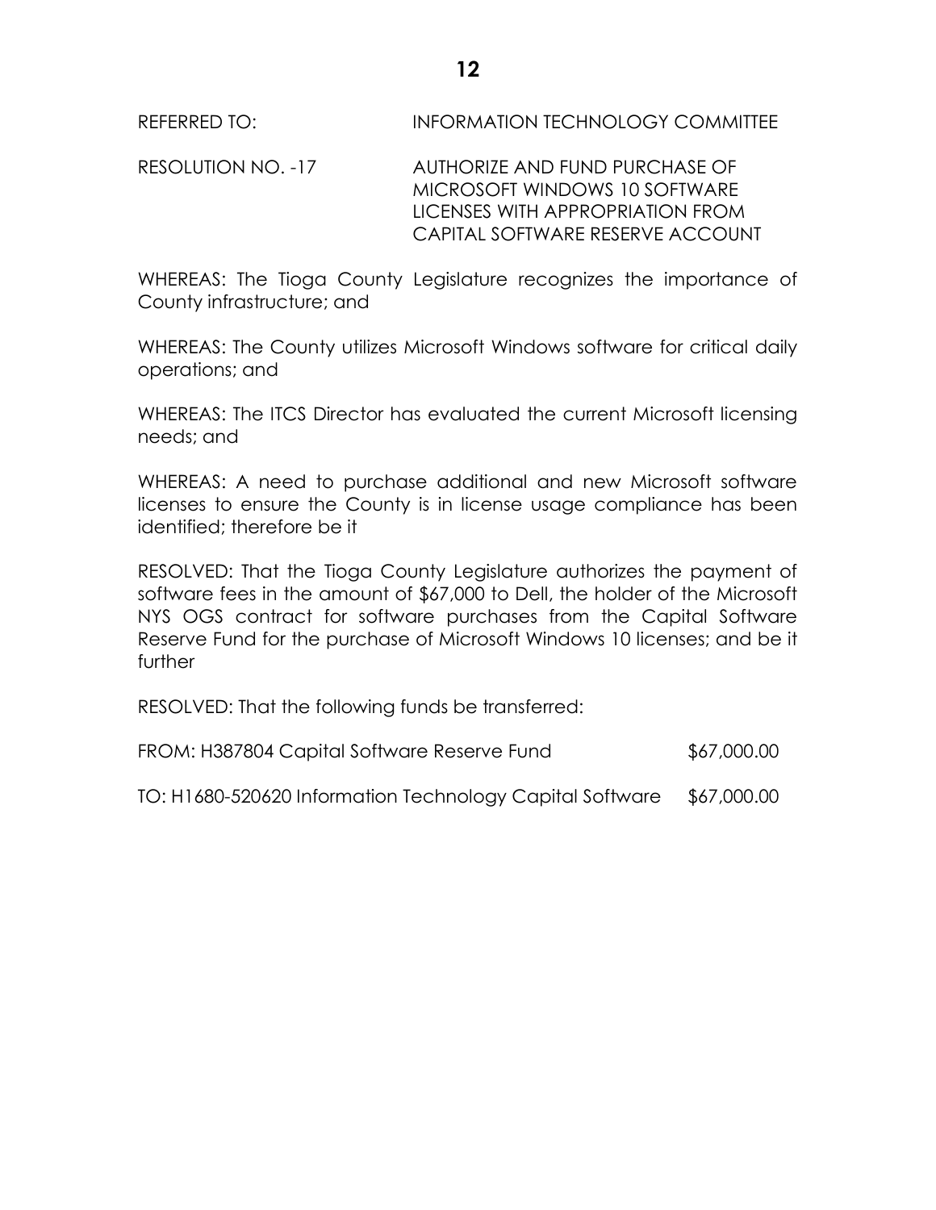REFERRED TO: INFORMATION TECHNOLOGY COMMITTEE

RESOLUTION NO. -17 AUTHORIZE AND FUND PURCHASE OF MICROSOFT WINDOWS 10 SOFTWARE LICENSES WITH APPROPRIATION FROM CAPITAL SOFTWARE RESERVE ACCOUNT

WHEREAS: The Tioga County Legislature recognizes the importance of County infrastructure; and

WHEREAS: The County utilizes Microsoft Windows software for critical daily operations; and

WHEREAS: The ITCS Director has evaluated the current Microsoft licensing needs; and

WHEREAS: A need to purchase additional and new Microsoft software licenses to ensure the County is in license usage compliance has been identified; therefore be it

RESOLVED: That the Tioga County Legislature authorizes the payment of software fees in the amount of $67,000 to Dell, the holder of the Microsoft NYS OGS contract for software purchases from the Capital Software Reserve Fund for the purchase of Microsoft Windows 10 licenses; and be it further

RESOLVED: That the following funds be transferred:

FROM: H387804 Capital Software Reserve Fund $67,000.00

TO: H1680-520620 Information Technology Capital Software $67,000.00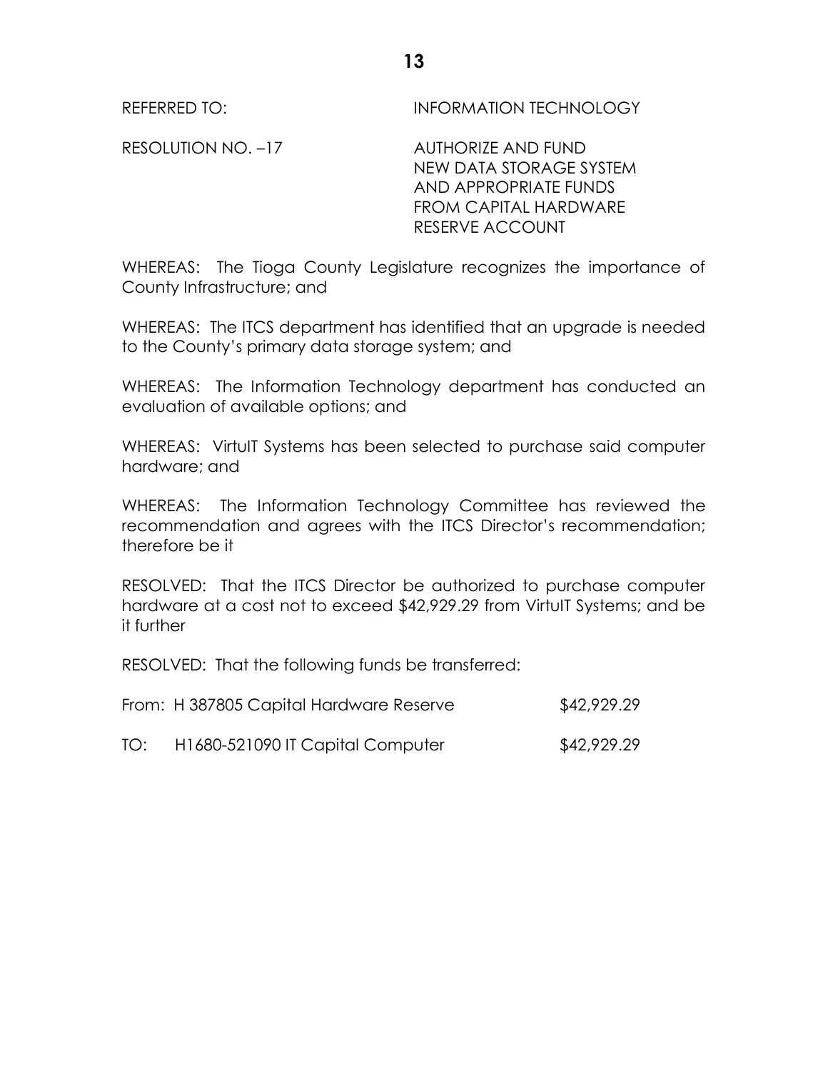REFERRED TO: INFORMATION TECHNOLOGY

RESOLUTION NO. –17 AUTHORIZE AND FUND NEW DATA STORAGE SYSTEM AND APPROPRIATE FUNDS FROM CAPITAL HARDWARE RESERVE ACCOUNT

WHEREAS: The Tioga County Legislature recognizes the importance of County Infrastructure; and

WHEREAS: The ITCS department has identified that an upgrade is needed to the County's primary data storage system; and

WHEREAS: The Information Technology department has conducted an evaluation of available options; and

WHEREAS: VirtuIT Systems has been selected to purchase said computer hardware; and

WHEREAS: The Information Technology Committee has reviewed the recommendation and agrees with the ITCS Director's recommendation; therefore be it

RESOLVED: That the ITCS Director be authorized to purchase computer hardware at a cost not to exceed $42,929.29 from VirtuIT Systems; and be it further

RESOLVED: That the following funds be transferred:

From: H 387805 Capital Hardware Reserve $42,929.29

TO: H1680-521090 IT Capital Computer $42,929.29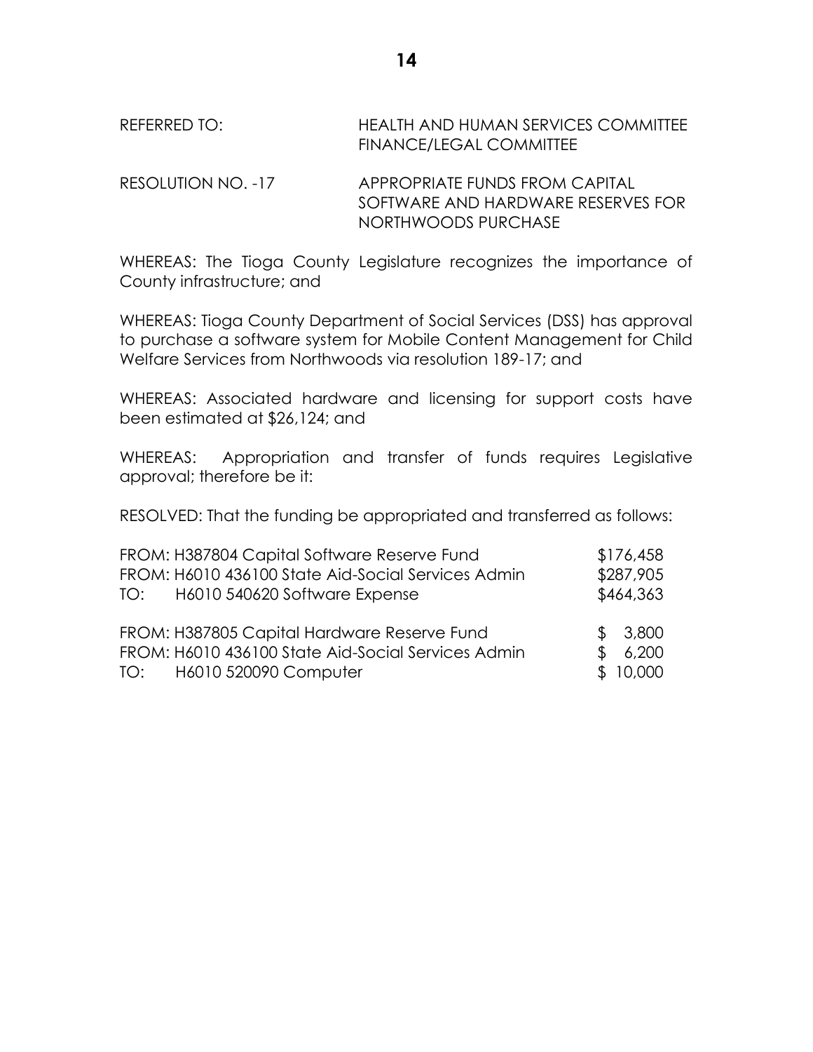REFERRED TO: HEALTH AND HUMAN SERVICES COMMITTEE
FINANCE/LEGAL COMMITTEE

RESOLUTION NO. -17 APPROPRIATE FUNDS FROM CAPITAL SOFTWARE AND HARDWARE RESERVES FOR NORTHWOODS PURCHASE

WHEREAS: The Tioga County Legislature recognizes the importance of County infrastructure; and

WHEREAS: Tioga County Department of Social Services (DSS) has approval to purchase a software system for Mobile Content Management for Child Welfare Services from Northwoods via resolution 189-17; and

WHEREAS: Associated hardware and licensing for support costs have been estimated at $26,124; and

WHEREAS: Appropriation and transfer of funds requires Legislative approval; therefore be it:

RESOLVED: That the funding be appropriated and transferred as follows:

| | | |
|---|---|---|
| FROM: | H387804 Capital Software Reserve Fund | $176,458 |
| FROM: | H6010 436100 State Aid-Social Services Admin | $287,905 |
| TO: | H6010 540620 Software Expense | $464,363 |
| | | |
| FROM: | H387805 Capital Hardware Reserve Fund | $ 3,800 |
| FROM: | H6010 436100 State Aid-Social Services Admin | $ 6,200 |
| TO: | H6010 520090 Computer | $ 10,000 |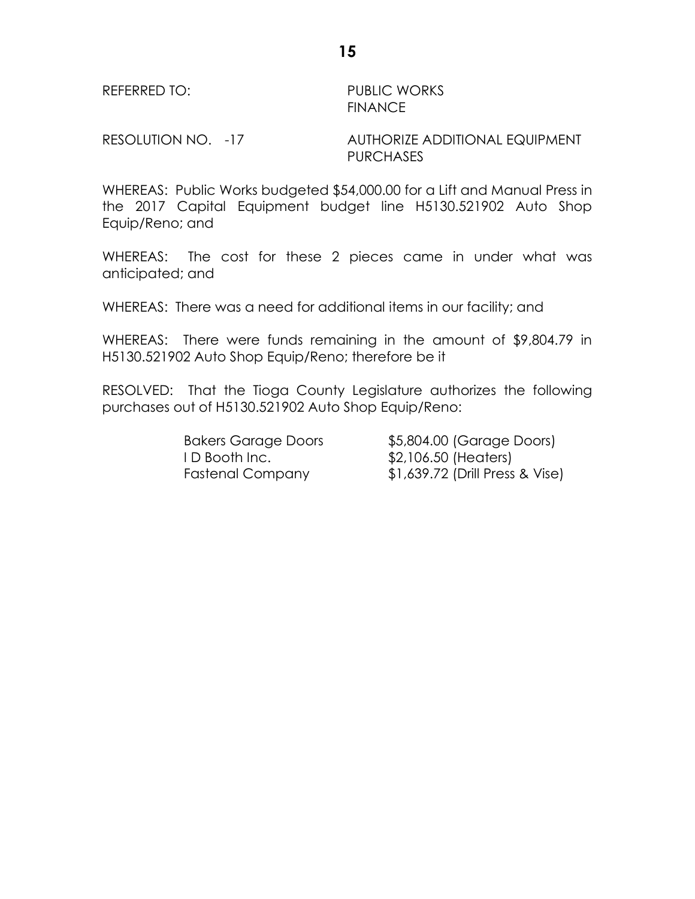REFERRED TO: PUBLIC WORKS
FINANCE

RESOLUTION NO. -17 AUTHORIZE ADDITIONAL EQUIPMENT PURCHASES

WHEREAS: Public Works budgeted $54,000.00 for a Lift and Manual Press in the 2017 Capital Equipment budget line H5130.521902 Auto Shop Equip/Reno; and

WHEREAS: The cost for these 2 pieces came in under what was anticipated; and

WHEREAS: There was a need for additional items in our facility; and

WHEREAS: There were funds remaining in the amount of $9,804.79 in H5130.521902 Auto Shop Equip/Reno; therefore be it

RESOLVED: That the Tioga County Legislature authorizes the following purchases out of H5130.521902 Auto Shop Equip/Reno:

| | |
|---|---|
| Bakers Garage Doors | $5,804.00 (Garage Doors) |
| I D Booth Inc. | $2,106.50 (Heaters) |
| Fastenal Company | $1,639.72 (Drill Press & Vise) |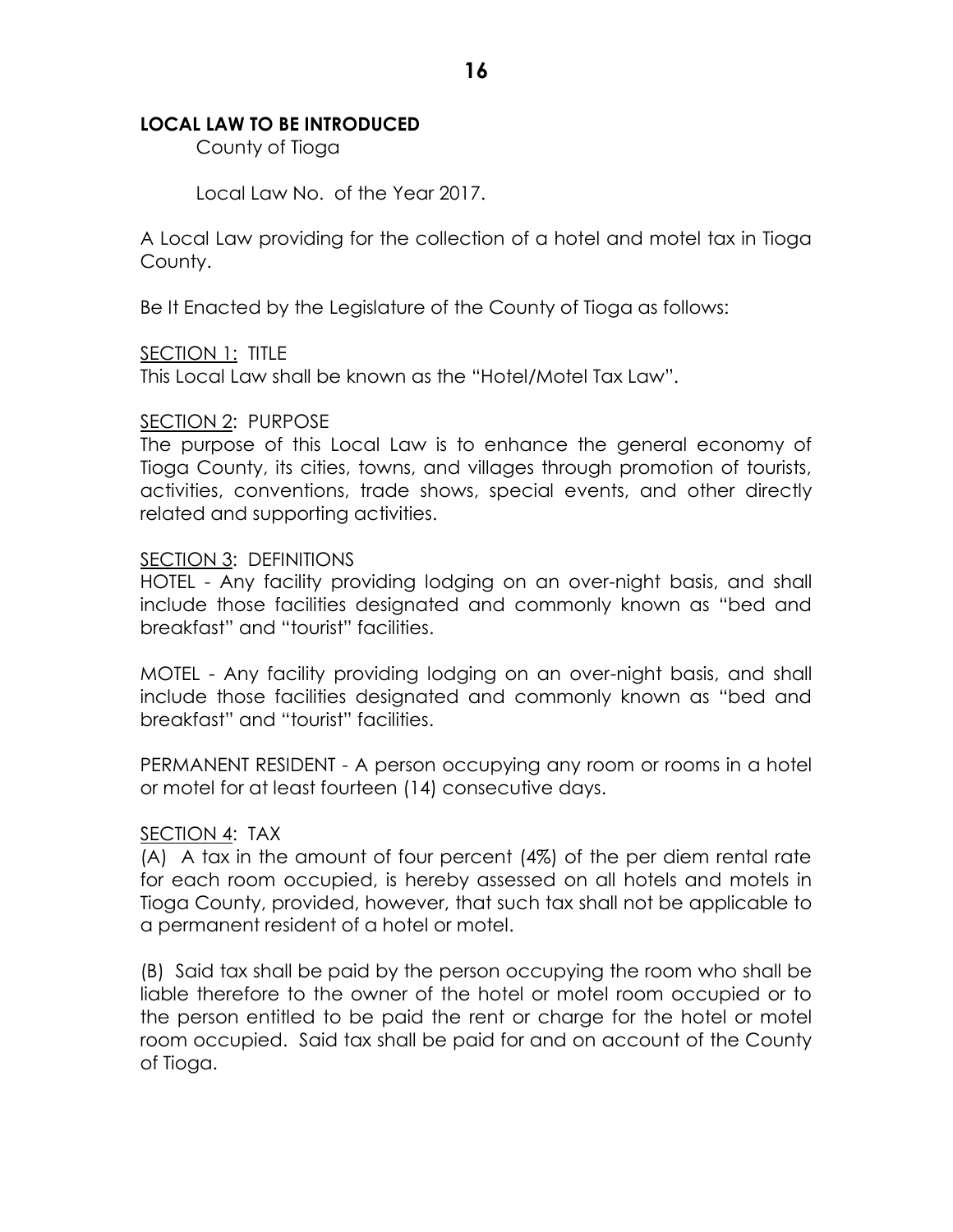**LOCAL LAW TO BE INTRODUCED**

County of Tioga

Local Law No. of the Year 2017.

A Local Law providing for the collection of a hotel and motel tax in Tioga County.

Be It Enacted by the Legislature of the County of Tioga as follows:

<u>SECTION 1:</u> TITLE
This Local Law shall be known as the "Hotel/Motel Tax Law".

<u>SECTION 2</u>: PURPOSE
The purpose of this Local Law is to enhance the general economy of Tioga County, its cities, towns, and villages through promotion of tourists, activities, conventions, trade shows, special events, and other directly related and supporting activities.

<u>SECTION 3</u>: DEFINITIONS
HOTEL - Any facility providing lodging on an over-night basis, and shall include those facilities designated and commonly known as "bed and breakfast" and "tourist" facilities.

MOTEL - Any facility providing lodging on an over-night basis, and shall include those facilities designated and commonly known as "bed and breakfast" and "tourist" facilities.

PERMANENT RESIDENT - A person occupying any room or rooms in a hotel or motel for at least fourteen (14) consecutive days.

<u>SECTION 4</u>: TAX
(A) A tax in the amount of four percent (4%) of the per diem rental rate for each room occupied, is hereby assessed on all hotels and motels in Tioga County, provided, however, that such tax shall not be applicable to a permanent resident of a hotel or motel.

(B) Said tax shall be paid by the person occupying the room who shall be liable therefore to the owner of the hotel or motel room occupied or to the person entitled to be paid the rent or charge for the hotel or motel room occupied. Said tax shall be paid for and on account of the County of Tioga.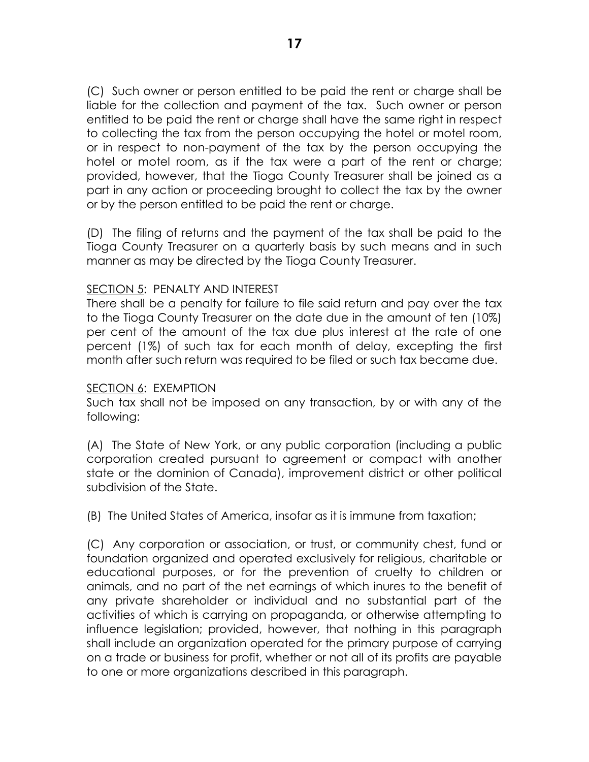(C) Such owner or person entitled to be paid the rent or charge shall be liable for the collection and payment of the tax. Such owner or person entitled to be paid the rent or charge shall have the same right in respect to collecting the tax from the person occupying the hotel or motel room, or in respect to non-payment of the tax by the person occupying the hotel or motel room, as if the tax were a part of the rent or charge; provided, however, that the Tioga County Treasurer shall be joined as a part in any action or proceeding brought to collect the tax by the owner or by the person entitled to be paid the rent or charge.

(D) The filing of returns and the payment of the tax shall be paid to the Tioga County Treasurer on a quarterly basis by such means and in such manner as may be directed by the Tioga County Treasurer.

<u>SECTION 5</u>: PENALTY AND INTEREST

There shall be a penalty for failure to file said return and pay over the tax to the Tioga County Treasurer on the date due in the amount of ten (10%) per cent of the amount of the tax due plus interest at the rate of one percent (1%) of such tax for each month of delay, excepting the first month after such return was required to be filed or such tax became due.

<u>SECTION 6</u>: EXEMPTION

Such tax shall not be imposed on any transaction, by or with any of the following:

(A) The State of New York, or any public corporation (including a public corporation created pursuant to agreement or compact with another state or the dominion of Canada), improvement district or other political subdivision of the State.

(B) The United States of America, insofar as it is immune from taxation;

(C) Any corporation or association, or trust, or community chest, fund or foundation organized and operated exclusively for religious, charitable or educational purposes, or for the prevention of cruelty to children or animals, and no part of the net earnings of which inures to the benefit of any private shareholder or individual and no substantial part of the activities of which is carrying on propaganda, or otherwise attempting to influence legislation; provided, however, that nothing in this paragraph shall include an organization operated for the primary purpose of carrying on a trade or business for profit, whether or not all of its profits are payable to one or more organizations described in this paragraph.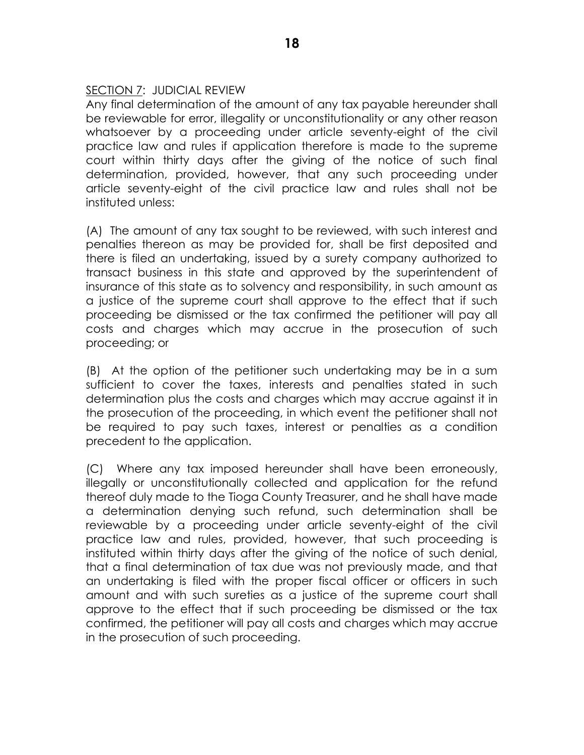SECTION 7: JUDICIAL REVIEW

Any final determination of the amount of any tax payable hereunder shall be reviewable for error, illegality or unconstitutionality or any other reason whatsoever by a proceeding under article seventy-eight of the civil practice law and rules if application therefore is made to the supreme court within thirty days after the giving of the notice of such final determination, provided, however, that any such proceeding under article seventy-eight of the civil practice law and rules shall not be instituted unless:

(A) The amount of any tax sought to be reviewed, with such interest and penalties thereon as may be provided for, shall be first deposited and there is filed an undertaking, issued by a surety company authorized to transact business in this state and approved by the superintendent of insurance of this state as to solvency and responsibility, in such amount as a justice of the supreme court shall approve to the effect that if such proceeding be dismissed or the tax confirmed the petitioner will pay all costs and charges which may accrue in the prosecution of such proceeding; or

(B) At the option of the petitioner such undertaking may be in a sum sufficient to cover the taxes, interests and penalties stated in such determination plus the costs and charges which may accrue against it in the prosecution of the proceeding, in which event the petitioner shall not be required to pay such taxes, interest or penalties as a condition precedent to the application.

(C) Where any tax imposed hereunder shall have been erroneously, illegally or unconstitutionally collected and application for the refund thereof duly made to the Tioga County Treasurer, and he shall have made a determination denying such refund, such determination shall be reviewable by a proceeding under article seventy-eight of the civil practice law and rules, provided, however, that such proceeding is instituted within thirty days after the giving of the notice of such denial, that a final determination of tax due was not previously made, and that an undertaking is filed with the proper fiscal officer or officers in such amount and with such sureties as a justice of the supreme court shall approve to the effect that if such proceeding be dismissed or the tax confirmed, the petitioner will pay all costs and charges which may accrue in the prosecution of such proceeding.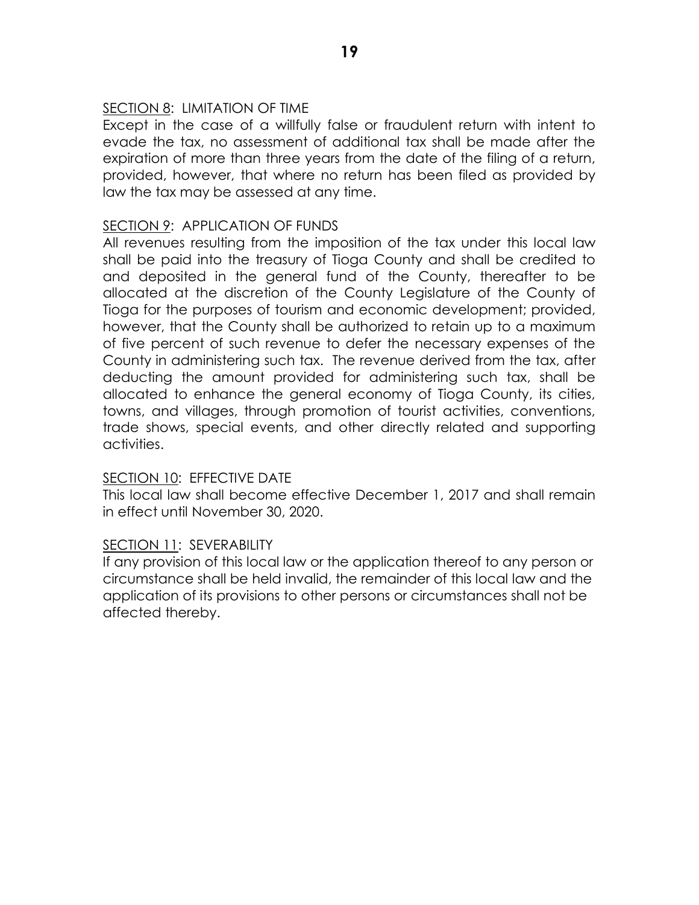<u>SECTION 8</u>: LIMITATION OF TIME

Except in the case of a willfully false or fraudulent return with intent to evade the tax, no assessment of additional tax shall be made after the expiration of more than three years from the date of the filing of a return, provided, however, that where no return has been filed as provided by law the tax may be assessed at any time.

<u>SECTION 9</u>: APPLICATION OF FUNDS

All revenues resulting from the imposition of the tax under this local law shall be paid into the treasury of Tioga County and shall be credited to and deposited in the general fund of the County, thereafter to be allocated at the discretion of the County Legislature of the County of Tioga for the purposes of tourism and economic development; provided, however, that the County shall be authorized to retain up to a maximum of five percent of such revenue to defer the necessary expenses of the County in administering such tax. The revenue derived from the tax, after deducting the amount provided for administering such tax, shall be allocated to enhance the general economy of Tioga County, its cities, towns, and villages, through promotion of tourist activities, conventions, trade shows, special events, and other directly related and supporting activities.

<u>SECTION 10</u>: EFFECTIVE DATE

This local law shall become effective December 1, 2017 and shall remain in effect until November 30, 2020.

<u>SECTION 11</u>: SEVERABILITY

If any provision of this local law or the application thereof to any person or circumstance shall be held invalid, the remainder of this local law and the application of its provisions to other persons or circumstances shall not be affected thereby.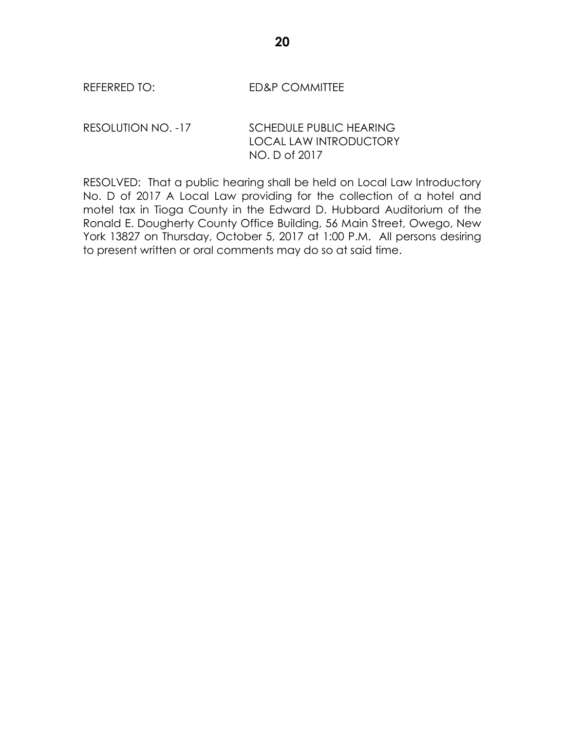REFERRED TO: ED&P COMMITTEE

RESOLUTION NO. -17 SCHEDULE PUBLIC HEARING LOCAL LAW INTRODUCTORY NO. D of 2017

RESOLVED: That a public hearing shall be held on Local Law Introductory No. D of 2017 A Local Law providing for the collection of a hotel and motel tax in Tioga County in the Edward D. Hubbard Auditorium of the Ronald E. Dougherty County Office Building, 56 Main Street, Owego, New York 13827 on Thursday, October 5, 2017 at 1:00 P.M. All persons desiring to present written or oral comments may do so at said time.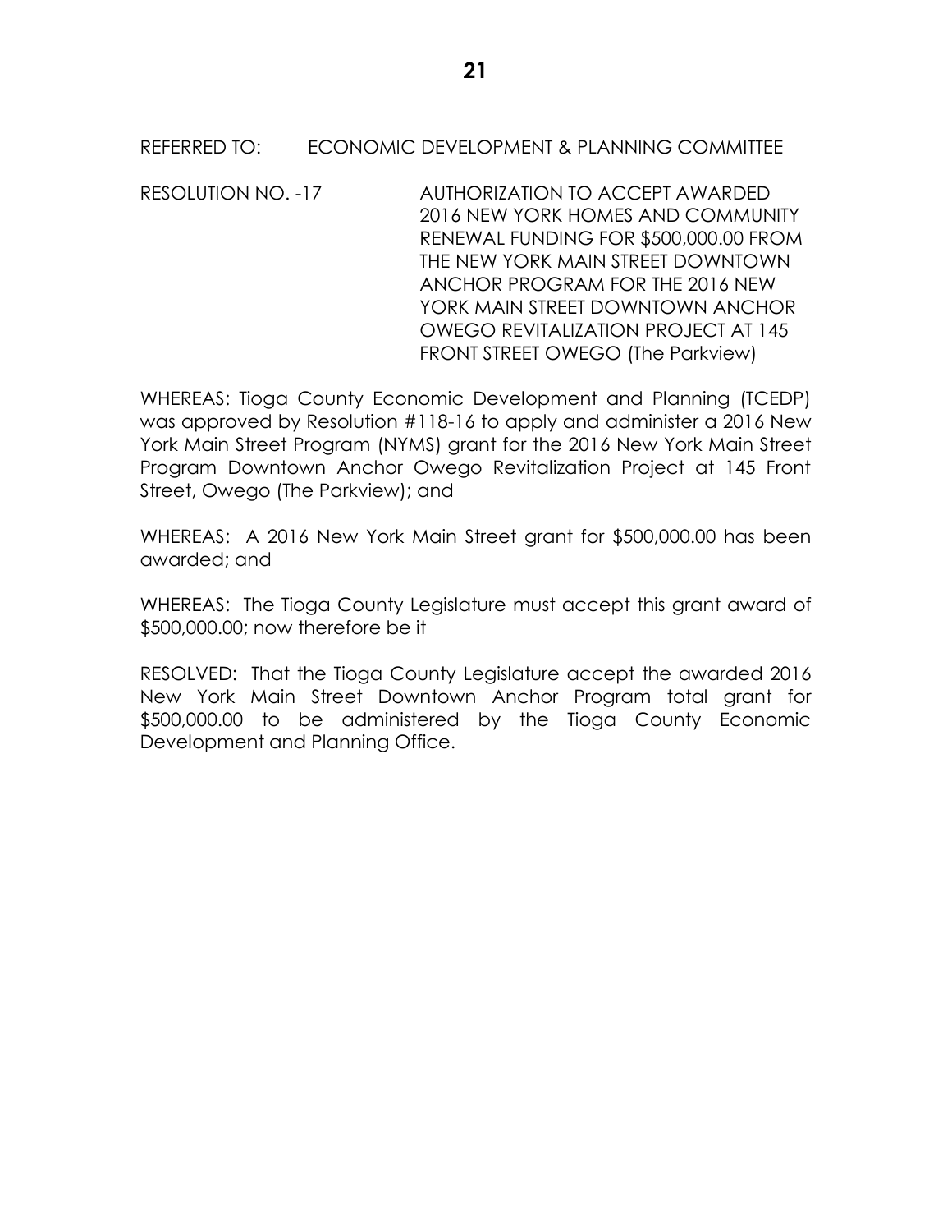REFERRED TO: ECONOMIC DEVELOPMENT & PLANNING COMMITTEE

RESOLUTION NO. -17 AUTHORIZATION TO ACCEPT AWARDED 2016 NEW YORK HOMES AND COMMUNITY RENEWAL FUNDING FOR $500,000.00 FROM THE NEW YORK MAIN STREET DOWNTOWN ANCHOR PROGRAM FOR THE 2016 NEW YORK MAIN STREET DOWNTOWN ANCHOR OWEGO REVITALIZATION PROJECT AT 145 FRONT STREET OWEGO (The Parkview)

WHEREAS: Tioga County Economic Development and Planning (TCEDP) was approved by Resolution #118-16 to apply and administer a 2016 New York Main Street Program (NYMS) grant for the 2016 New York Main Street Program Downtown Anchor Owego Revitalization Project at 145 Front Street, Owego (The Parkview); and

WHEREAS: A 2016 New York Main Street grant for $500,000.00 has been awarded; and

WHEREAS: The Tioga County Legislature must accept this grant award of $500,000.00; now therefore be it

RESOLVED: That the Tioga County Legislature accept the awarded 2016 New York Main Street Downtown Anchor Program total grant for $500,000.00 to be administered by the Tioga County Economic Development and Planning Office.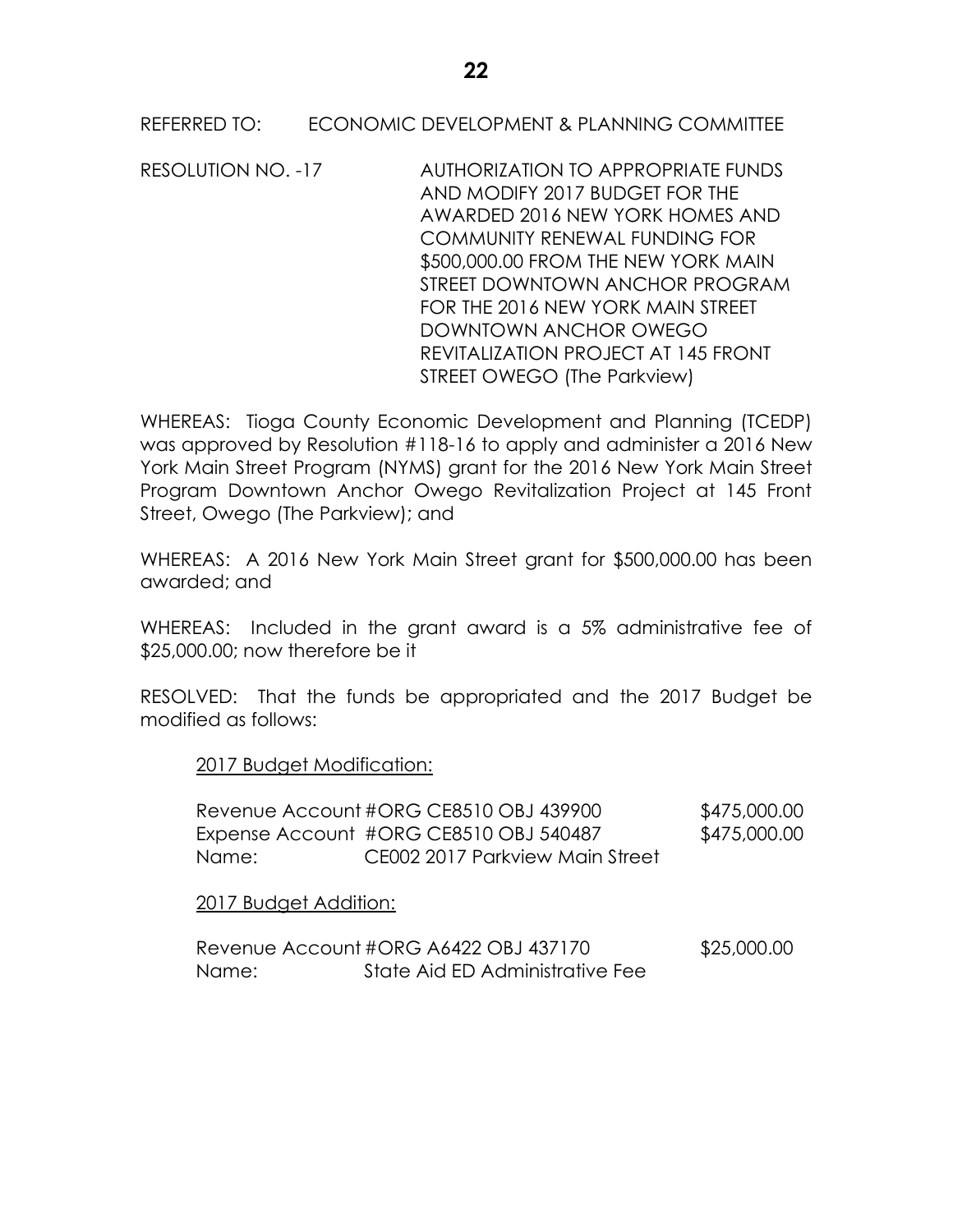REFERRED TO: ECONOMIC DEVELOPMENT & PLANNING COMMITTEE

RESOLUTION NO. -17 AUTHORIZATION TO APPROPRIATE FUNDS AND MODIFY 2017 BUDGET FOR THE AWARDED 2016 NEW YORK HOMES AND COMMUNITY RENEWAL FUNDING FOR $500,000.00 FROM THE NEW YORK MAIN STREET DOWNTOWN ANCHOR PROGRAM FOR THE 2016 NEW YORK MAIN STREET DOWNTOWN ANCHOR OWEGO REVITALIZATION PROJECT AT 145 FRONT STREET OWEGO (The Parkview)

WHEREAS: Tioga County Economic Development and Planning (TCEDP) was approved by Resolution #118-16 to apply and administer a 2016 New York Main Street Program (NYMS) grant for the 2016 New York Main Street Program Downtown Anchor Owego Revitalization Project at 145 Front Street, Owego (The Parkview); and

WHEREAS: A 2016 New York Main Street grant for $500,000.00 has been awarded; and

WHEREAS: Included in the grant award is a 5% administrative fee of $25,000.00; now therefore be it

RESOLVED: That the funds be appropriated and the 2017 Budget be modified as follows:

2017 Budget Modification:

| | | |
|---|---|---|
| Revenue Account | #ORG CE8510 OBJ 439900 | $475,000.00 |
| Expense Account | #ORG CE8510 OBJ 540487 | $475,000.00 |
| Name: | CE002 2017 Parkview Main Street | |

2017 Budget Addition:

| | | |
|---|---|---|
| Revenue Account | #ORG A6422 OBJ 437170 | $25,000.00 |
| Name: | State Aid ED Administrative Fee | |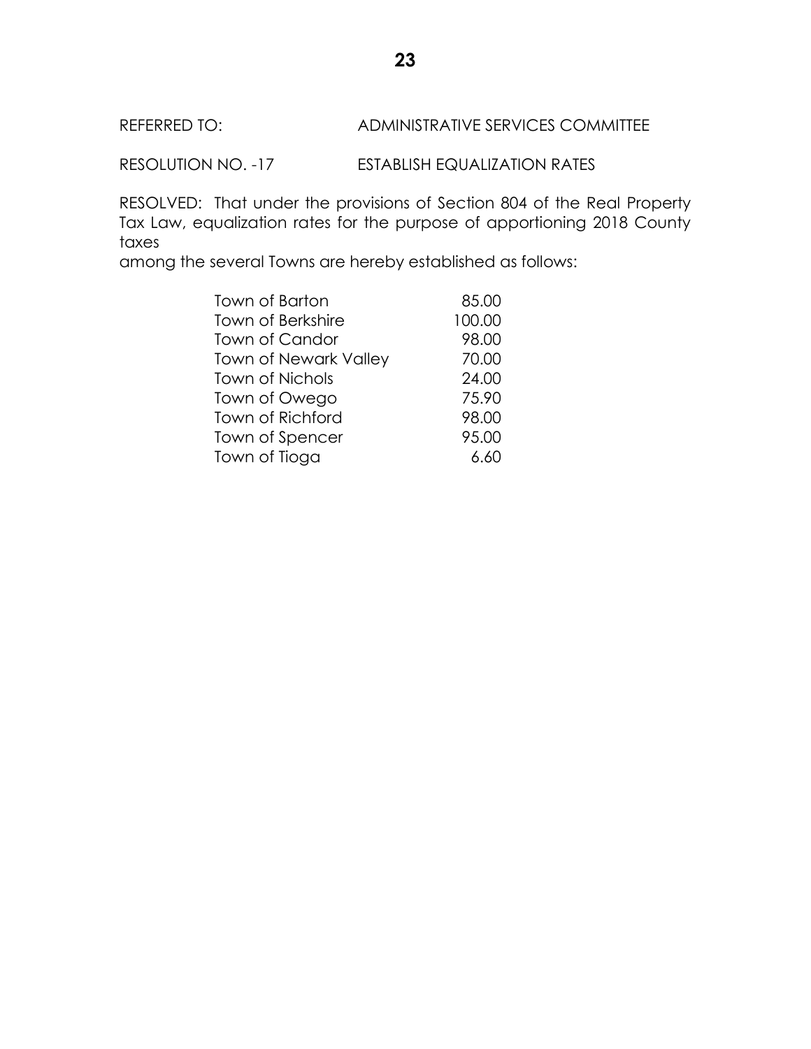REFERRED TO: ADMINISTRATIVE SERVICES COMMITTEE

RESOLUTION NO. -17 ESTABLISH EQUALIZATION RATES

RESOLVED: That under the provisions of Section 804 of the Real Property Tax Law, equalization rates for the purpose of apportioning 2018 County taxes
among the several Towns are hereby established as follows:

| | |
|---|---|
| Town of Barton | 85.00 |
| Town of Berkshire | 100.00 |
| Town of Candor | 98.00 |
| Town of Newark Valley | 70.00 |
| Town of Nichols | 24.00 |
| Town of Owego | 75.90 |
| Town of Richford | 98.00 |
| Town of Spencer | 95.00 |
| Town of Tioga | 6.60 |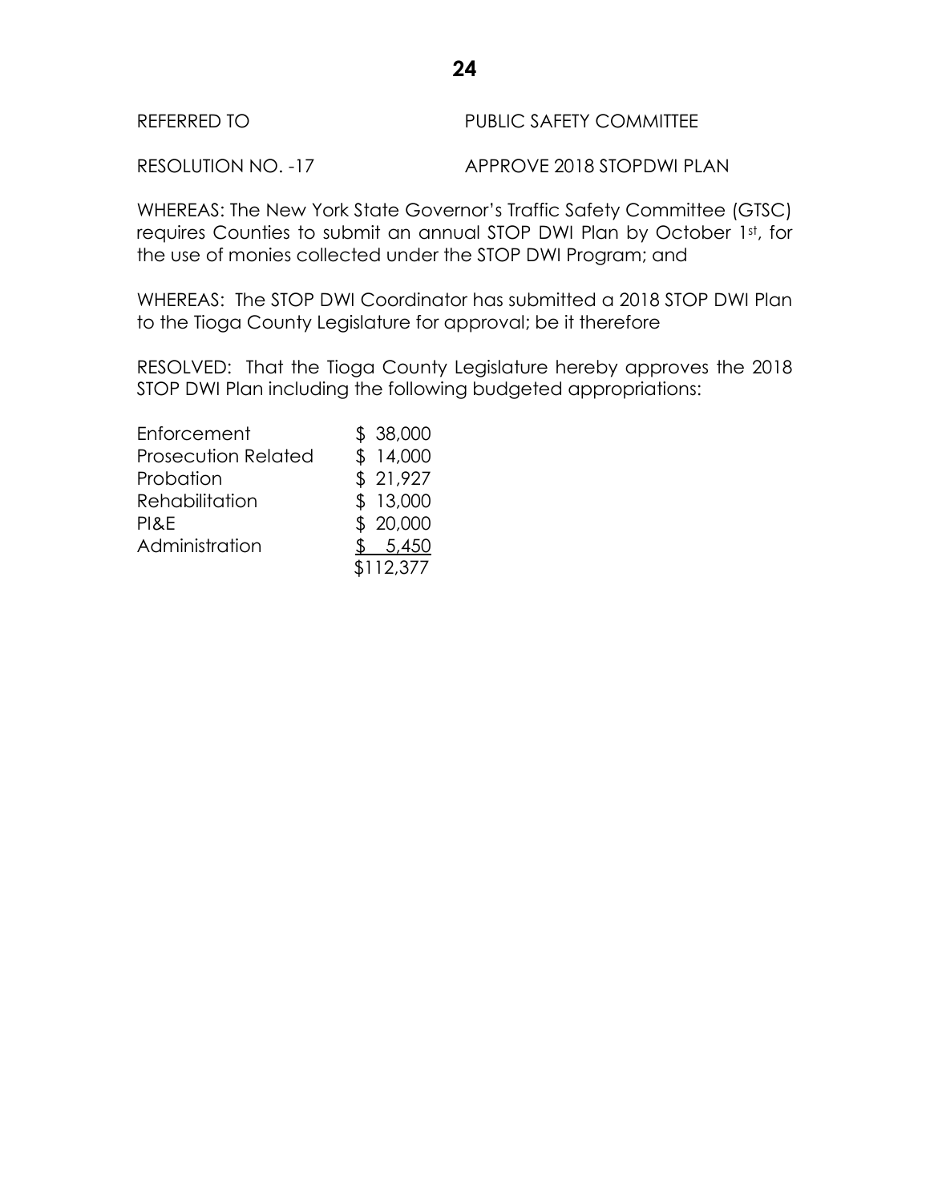REFERRED TO PUBLIC SAFETY COMMITTEE

RESOLUTION NO. -17 APPROVE 2018 STOPDWI PLAN

WHEREAS: The New York State Governor's Traffic Safety Committee (GTSC) requires Counties to submit an annual STOP DWI Plan by October 1st, for the use of monies collected under the STOP DWI Program; and

WHEREAS: The STOP DWI Coordinator has submitted a 2018 STOP DWI Plan to the Tioga County Legislature for approval; be it therefore

RESOLVED: That the Tioga County Legislature hereby approves the 2018 STOP DWI Plan including the following budgeted appropriations:

| | |
|---|---|
| Enforcement | $ 38,000 |
| Prosecution Related | $ 14,000 |
| Probation | $ 21,927 |
| Rehabilitation | $ 13,000 |
| PI&E | $ 20,000 |
| Administration | $ 5,450 |
| | $112,377 |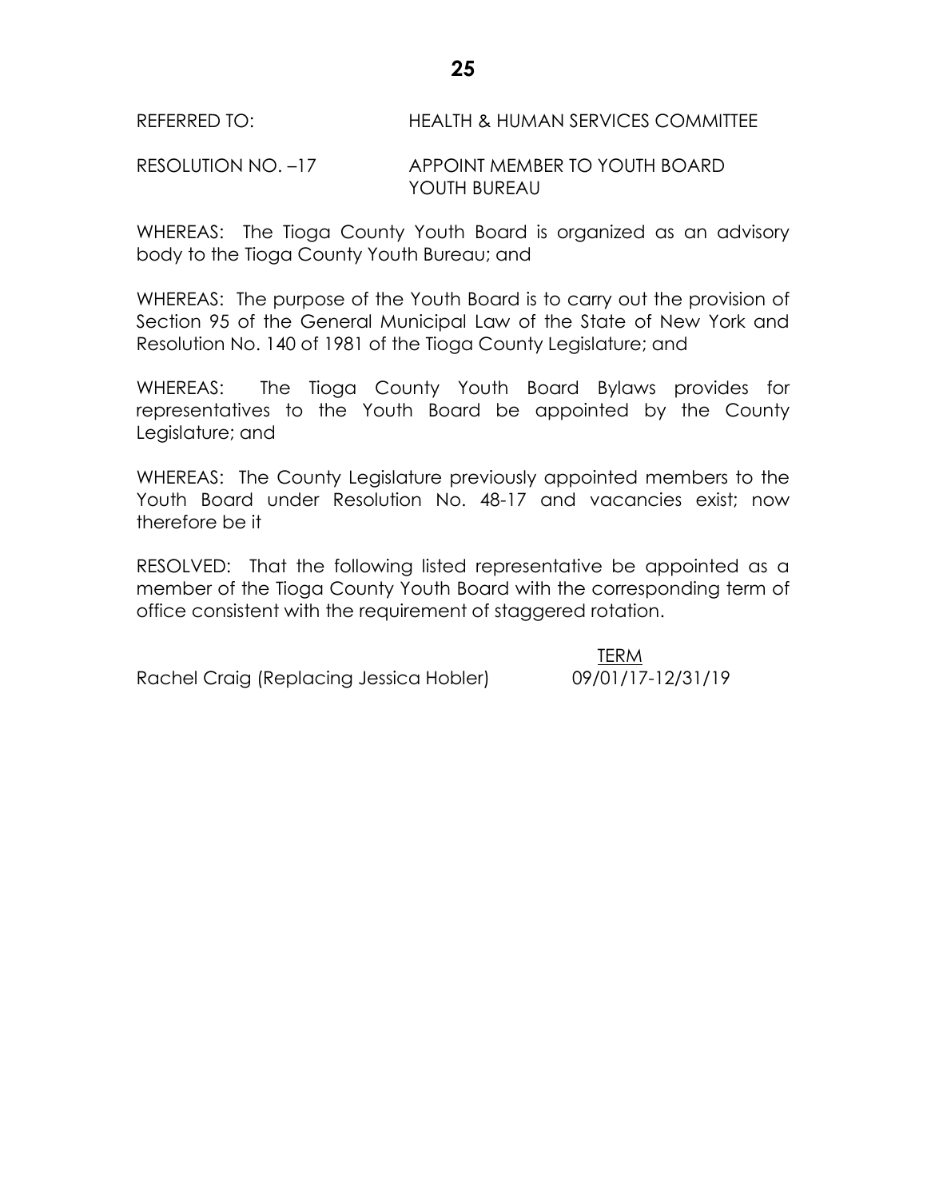REFERRED TO: HEALTH & HUMAN SERVICES COMMITTEE

RESOLUTION NO. –17 APPOINT MEMBER TO YOUTH BOARD YOUTH BUREAU

WHEREAS: The Tioga County Youth Board is organized as an advisory body to the Tioga County Youth Bureau; and

WHEREAS: The purpose of the Youth Board is to carry out the provision of Section 95 of the General Municipal Law of the State of New York and Resolution No. 140 of 1981 of the Tioga County Legislature; and

WHEREAS: The Tioga County Youth Board Bylaws provides for representatives to the Youth Board be appointed by the County Legislature; and

WHEREAS: The County Legislature previously appointed members to the Youth Board under Resolution No. 48-17 and vacancies exist; now therefore be it

RESOLVED: That the following listed representative be appointed as a member of the Tioga County Youth Board with the corresponding term of office consistent with the requirement of staggered rotation.

| | TERM |
| --- | --- |
| Rachel Craig (Replacing Jessica Hobler) | 09/01/17-12/31/19 |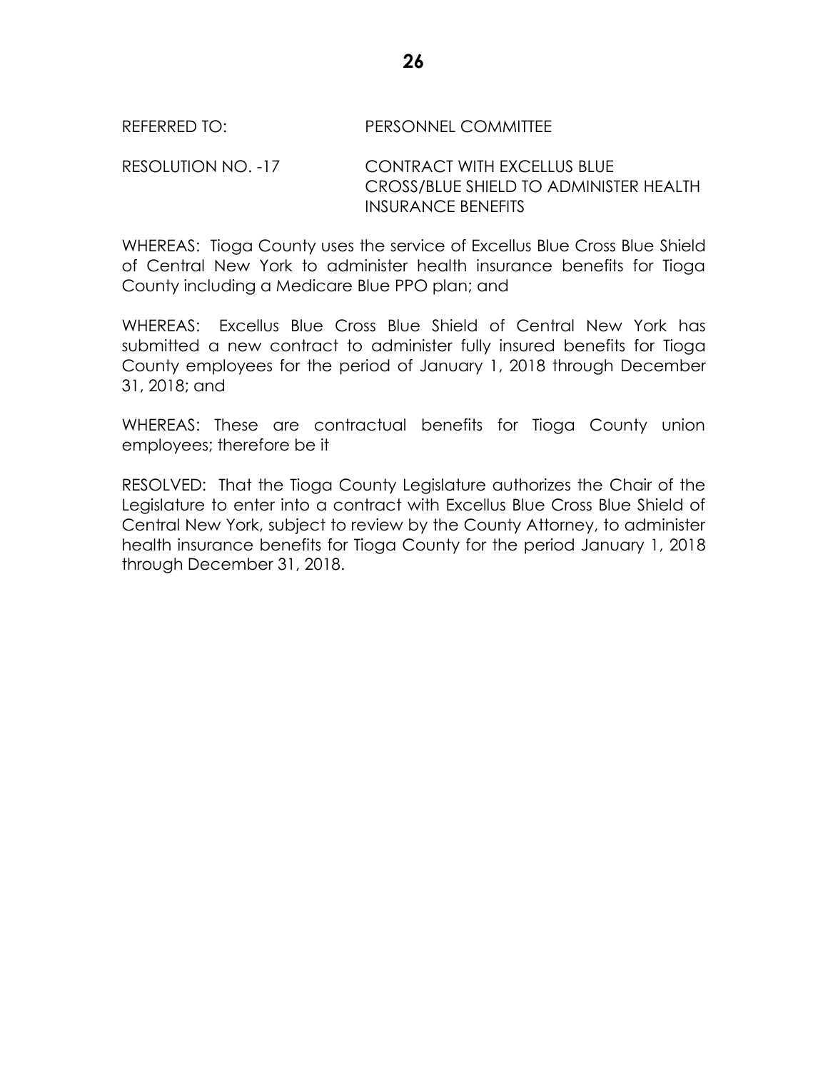REFERRED TO: PERSONNEL COMMITTEE

RESOLUTION NO. -17 CONTRACT WITH EXCELLUS BLUE CROSS/BLUE SHIELD TO ADMINISTER HEALTH INSURANCE BENEFITS

WHEREAS: Tioga County uses the service of Excellus Blue Cross Blue Shield of Central New York to administer health insurance benefits for Tioga County including a Medicare Blue PPO plan; and

WHEREAS: Excellus Blue Cross Blue Shield of Central New York has submitted a new contract to administer fully insured benefits for Tioga County employees for the period of January 1, 2018 through December 31, 2018; and

WHEREAS: These are contractual benefits for Tioga County union employees; therefore be it

RESOLVED: That the Tioga County Legislature authorizes the Chair of the Legislature to enter into a contract with Excellus Blue Cross Blue Shield of Central New York, subject to review by the County Attorney, to administer health insurance benefits for Tioga County for the period January 1, 2018 through December 31, 2018.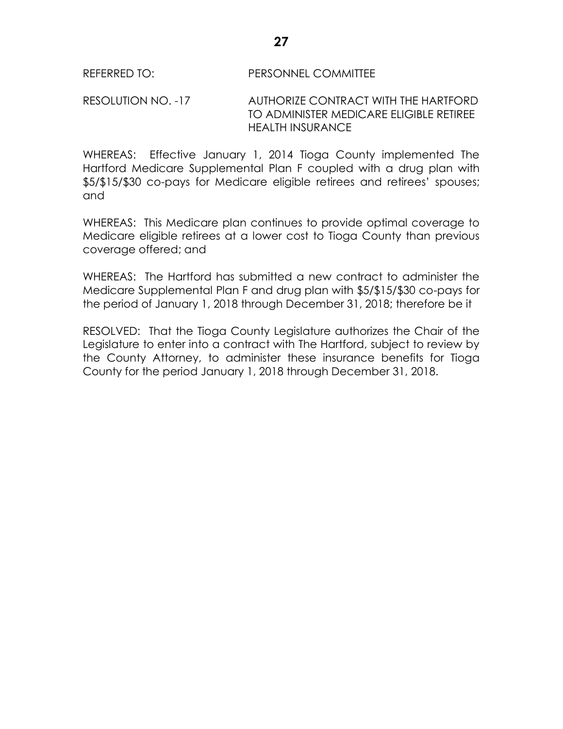REFERRED TO: PERSONNEL COMMITTEE

RESOLUTION NO. -17 AUTHORIZE CONTRACT WITH THE HARTFORD TO ADMINISTER MEDICARE ELIGIBLE RETIREE HEALTH INSURANCE

WHEREAS: Effective January 1, 2014 Tioga County implemented The Hartford Medicare Supplemental Plan F coupled with a drug plan with $5/$15/$30 co-pays for Medicare eligible retirees and retirees' spouses; and

WHEREAS: This Medicare plan continues to provide optimal coverage to Medicare eligible retirees at a lower cost to Tioga County than previous coverage offered; and

WHEREAS: The Hartford has submitted a new contract to administer the Medicare Supplemental Plan F and drug plan with $5/$15/$30 co-pays for the period of January 1, 2018 through December 31, 2018; therefore be it

RESOLVED: That the Tioga County Legislature authorizes the Chair of the Legislature to enter into a contract with The Hartford, subject to review by the County Attorney, to administer these insurance benefits for Tioga County for the period January 1, 2018 through December 31, 2018.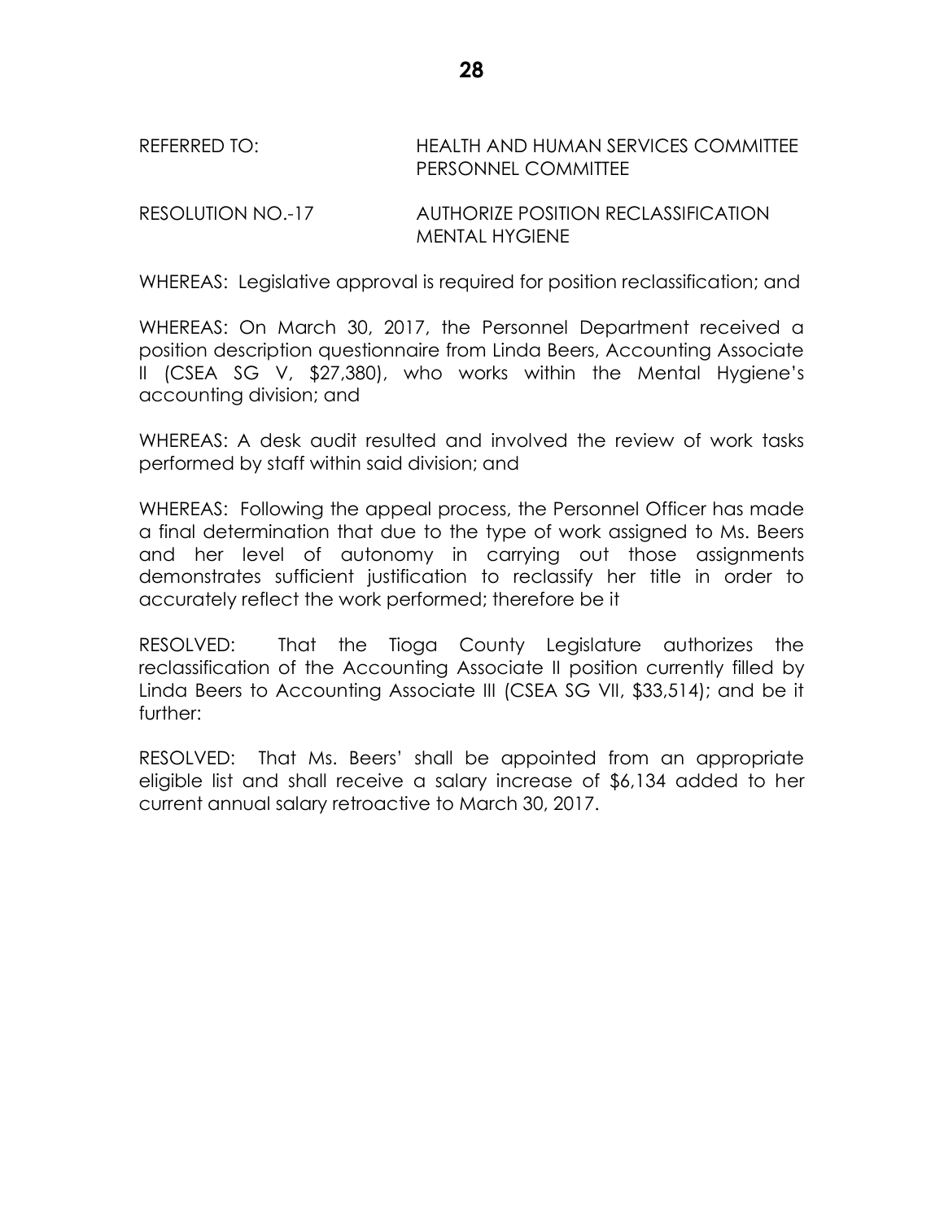REFERRED TO: HEALTH AND HUMAN SERVICES COMMITTEE
PERSONNEL COMMITTEE

RESOLUTION NO.-17 AUTHORIZE POSITION RECLASSIFICATION
MENTAL HYGIENE

WHEREAS: Legislative approval is required for position reclassification; and

WHEREAS: On March 30, 2017, the Personnel Department received a position description questionnaire from Linda Beers, Accounting Associate II (CSEA SG V, $27,380), who works within the Mental Hygiene's accounting division; and

WHEREAS: A desk audit resulted and involved the review of work tasks performed by staff within said division; and

WHEREAS: Following the appeal process, the Personnel Officer has made a final determination that due to the type of work assigned to Ms. Beers and her level of autonomy in carrying out those assignments demonstrates sufficient justification to reclassify her title in order to accurately reflect the work performed; therefore be it

RESOLVED: That the Tioga County Legislature authorizes the reclassification of the Accounting Associate II position currently filled by Linda Beers to Accounting Associate III (CSEA SG VII, $33,514); and be it further:

RESOLVED: That Ms. Beers' shall be appointed from an appropriate eligible list and shall receive a salary increase of $6,134 added to her current annual salary retroactive to March 30, 2017.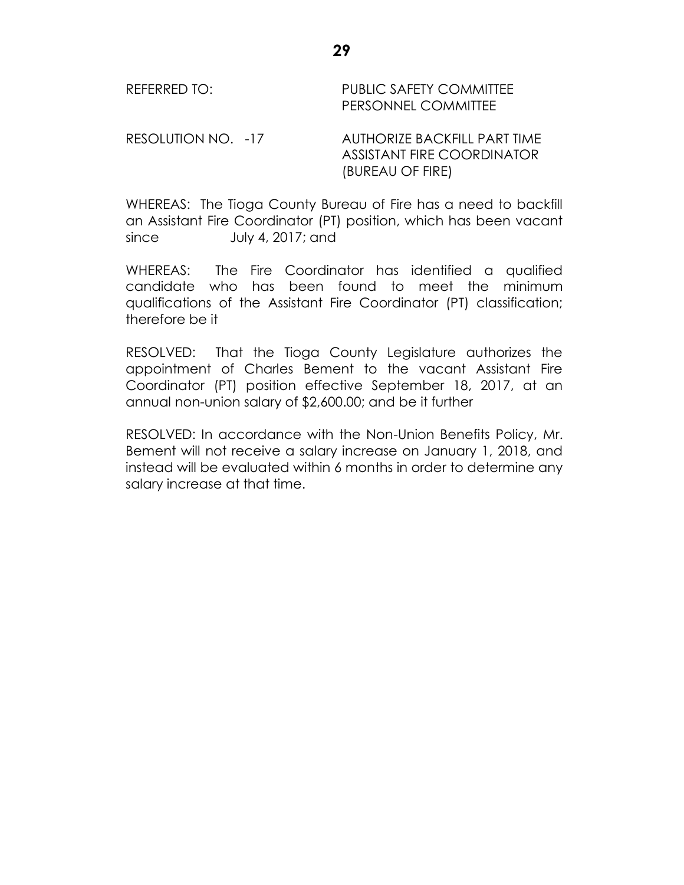REFERRED TO: PUBLIC SAFETY COMMITTEE
PERSONNEL COMMITTEE

RESOLUTION NO. -17 AUTHORIZE BACKFILL PART TIME ASSISTANT FIRE COORDINATOR (BUREAU OF FIRE)

WHEREAS: The Tioga County Bureau of Fire has a need to backfill an Assistant Fire Coordinator (PT) position, which has been vacant since July 4, 2017; and

WHEREAS: The Fire Coordinator has identified a qualified candidate who has been found to meet the minimum qualifications of the Assistant Fire Coordinator (PT) classification; therefore be it

RESOLVED: That the Tioga County Legislature authorizes the appointment of Charles Bement to the vacant Assistant Fire Coordinator (PT) position effective September 18, 2017, at an annual non-union salary of $2,600.00; and be it further

RESOLVED: In accordance with the Non-Union Benefits Policy, Mr. Bement will not receive a salary increase on January 1, 2018, and instead will be evaluated within 6 months in order to determine any salary increase at that time.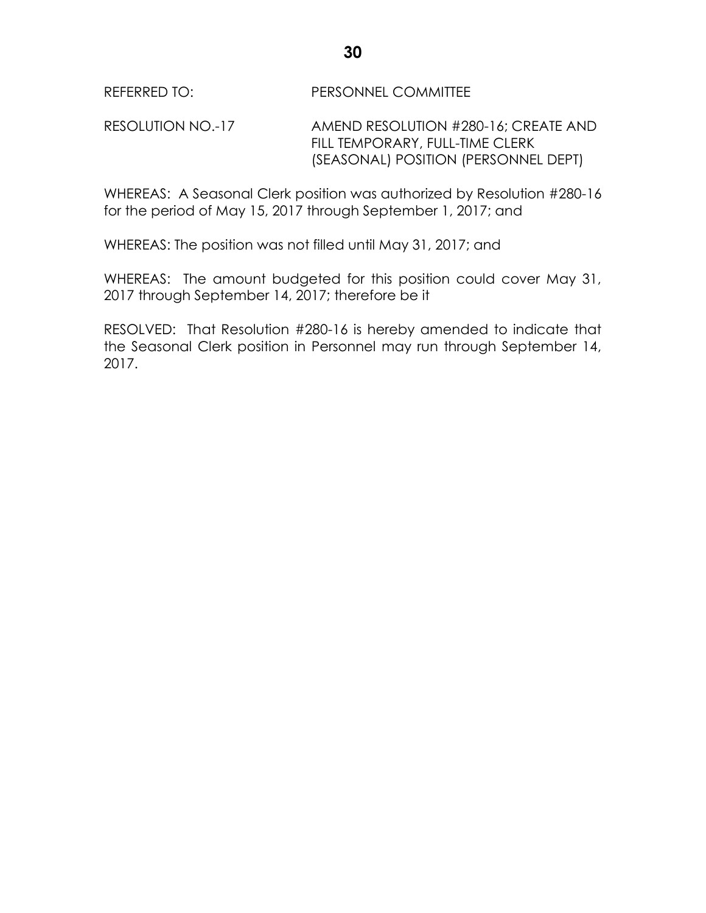REFERRED TO: PERSONNEL COMMITTEE

RESOLUTION NO.-17 AMEND RESOLUTION #280-16; CREATE AND FILL TEMPORARY, FULL-TIME CLERK (SEASONAL) POSITION (PERSONNEL DEPT)

WHEREAS: A Seasonal Clerk position was authorized by Resolution #280-16 for the period of May 15, 2017 through September 1, 2017; and

WHEREAS: The position was not filled until May 31, 2017; and

WHEREAS: The amount budgeted for this position could cover May 31, 2017 through September 14, 2017; therefore be it

RESOLVED: That Resolution #280-16 is hereby amended to indicate that the Seasonal Clerk position in Personnel may run through September 14, 2017.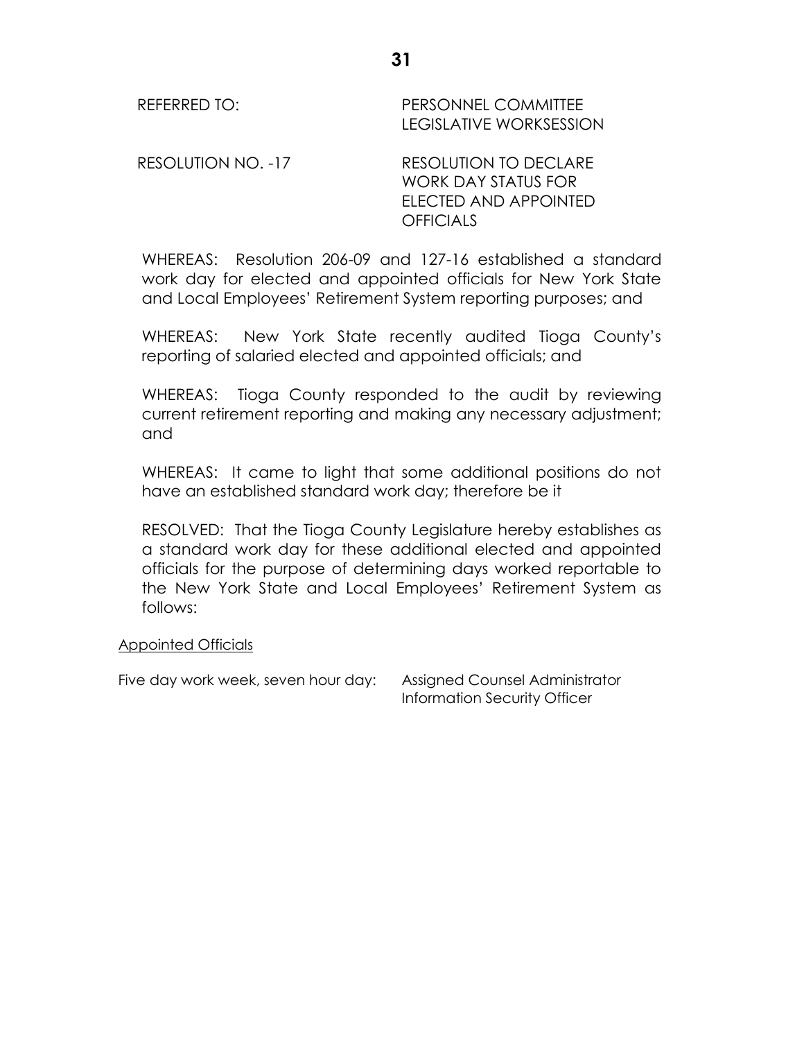REFERRED TO: PERSONNEL COMMITTEE
LEGISLATIVE WORKSESSION

RESOLUTION NO. -17 RESOLUTION TO DECLARE WORK DAY STATUS FOR ELECTED AND APPOINTED OFFICIALS

WHEREAS: Resolution 206-09 and 127-16 established a standard work day for elected and appointed officials for New York State and Local Employees' Retirement System reporting purposes; and

WHEREAS: New York State recently audited Tioga County's reporting of salaried elected and appointed officials; and

WHEREAS: Tioga County responded to the audit by reviewing current retirement reporting and making any necessary adjustment; and

WHEREAS: It came to light that some additional positions do not have an established standard work day; therefore be it

RESOLVED: That the Tioga County Legislature hereby establishes as a standard work day for these additional elected and appointed officials for the purpose of determining days worked reportable to the New York State and Local Employees' Retirement System as follows:

<u>Appointed Officials</u>

Five day work week, seven hour day: Assigned Counsel Administrator
Information Security Officer